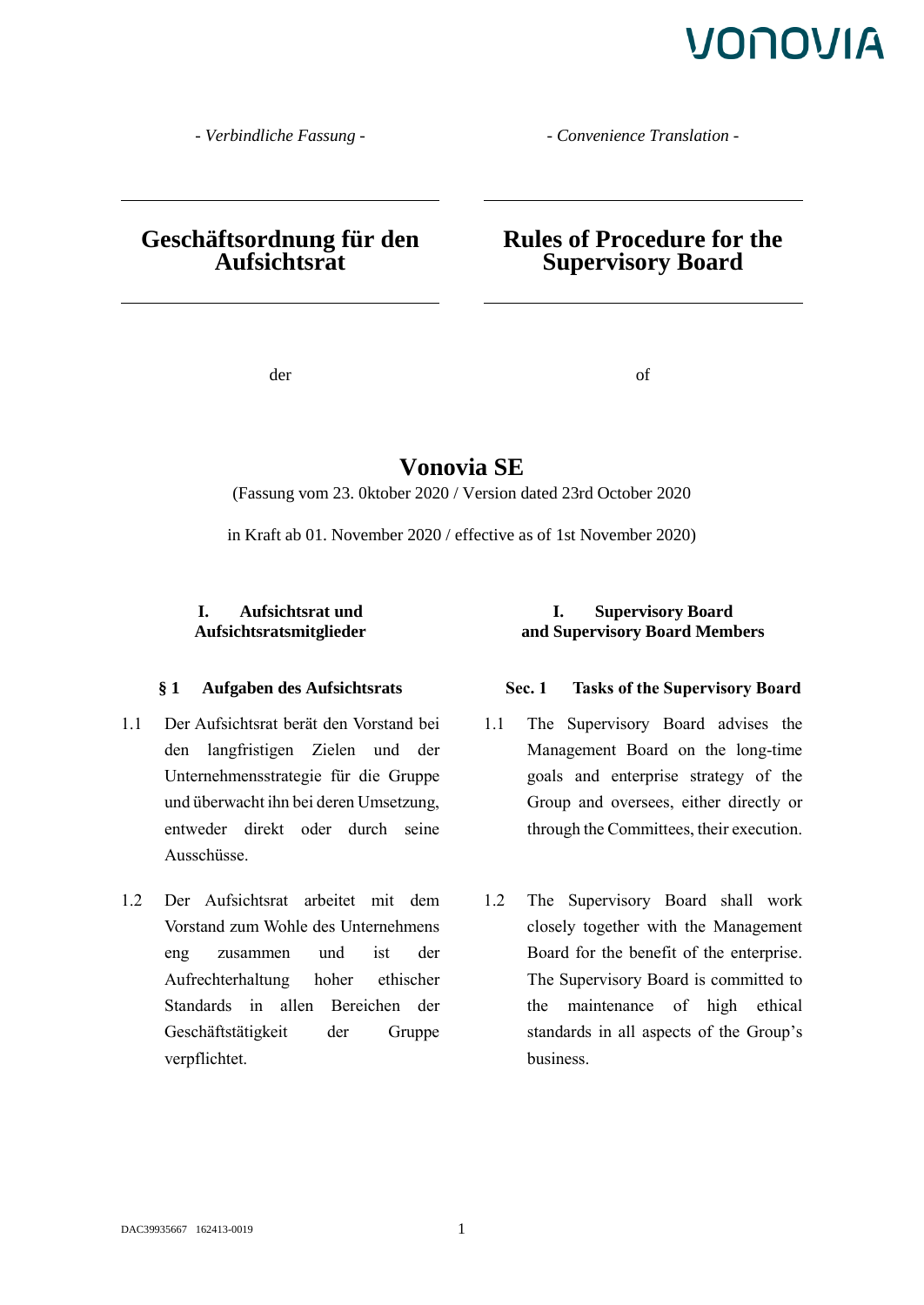*- Verbindliche Fassung -*

*- Convenience Translation -*

# Geschäftsordnung für den Aufsichtsrat

der

# Rules of Procedure for the Supervisory Board

of

# Vonovia SE

(Fassung vom 23. 0ktober 2020 / Version dated 23rd October 2020

in Kraft ab 01. November 2020 / effective as of 1st November 2020)

## I. Aufsichtsrat und Aufsichtsratsmitglieder

### § 1 Aufgaben des Aufsichtsrats

1.1 Der Aufsichtsrat berät den Vorstand bei den langfristigen Zielen und der Unternehmensstrategie für die Gruppe und überwacht ihn bei deren Umsetzung, entweder direkt oder durch seine Ausschüsse.

1.2 Der Aufsichtsrat arbeitet mit dem Vorstand zum Wohle des Unternehmens eng zusammen und ist der Aufrechterhaltung hoher ethischer Standards in allen Bereichen der Geschäftstätigkeit der Gruppe verpflichtet.

## I. Supervisory Board and Supervisory Board Members

### Sec. 1 Tasks of the Supervisory Board

1.1 The Supervisory Board advises the Management Board on the long-time goals and enterprise strategy of the Group and oversees, either directly or through the Committees, their execution.

1.2 The Supervisory Board shall work closely together with the Management Board for the benefit of the enterprise. The Supervisory Board is committed to the maintenance of high ethical standards in all aspects of the Group's business.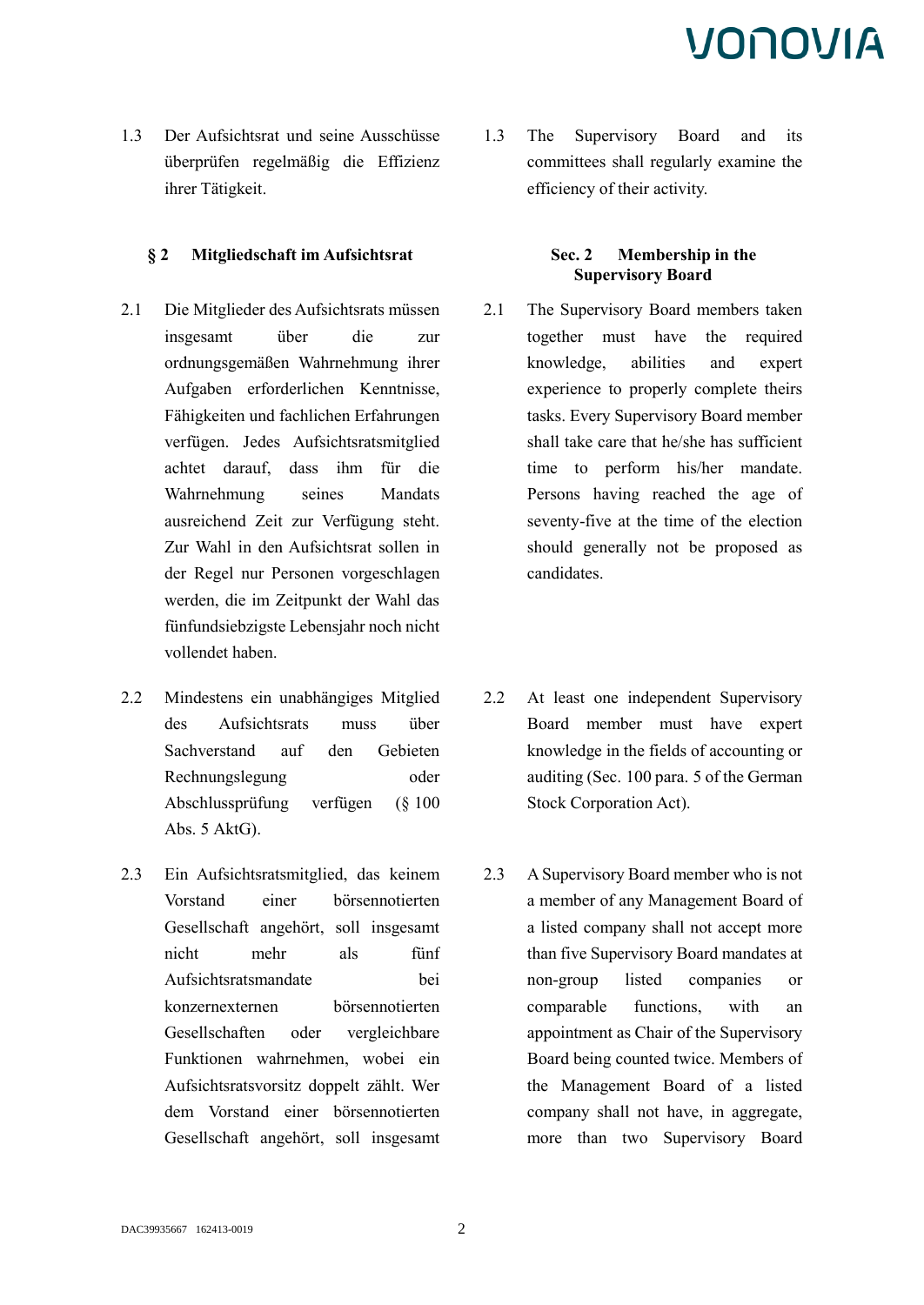1.3 Der Aufsichtsrat und seine Ausschüsse überprüfen regelmäßig die Effizienz ihrer Tätigkeit.

1.3 The Supervisory Board and its committees shall regularly examine the efficiency of their activity.

## § 2 Mitgliedschaft im Aufsichtsrat

## Sec. 2 Membership in the Supervisory Board

2.1 Die Mitglieder des Aufsichtsrats müssen insgesamt über die zur ordnungsgemäßen Wahrnehmung ihrer Aufgaben erforderlichen Kenntnisse, Fähigkeiten und fachlichen Erfahrungen verfügen. Jedes Aufsichtsratsmitglied achtet darauf, dass ihm für die Wahrnehmung seines Mandats ausreichend Zeit zur Verfügung steht. Zur Wahl in den Aufsichtsrat sollen in der Regel nur Personen vorgeschlagen werden, die im Zeitpunkt der Wahl das fünfundsiebzigste Lebensjahr noch nicht vollendet haben.

2.1 The Supervisory Board members taken together must have the required knowledge, abilities and expert experience to properly complete theirs tasks. Every Supervisory Board member shall take care that he/she has sufficient time to perform his/her mandate. Persons having reached the age of seventy-five at the time of the election should generally not be proposed as candidates.

2.2 Mindestens ein unabhängiges Mitglied des Aufsichtsrats muss über Sachverstand auf den Gebieten Rechnungslegung oder Abschlussprüfung verfügen (§ 100 Abs. 5 AktG).

2.2 At least one independent Supervisory Board member must have expert knowledge in the fields of accounting or auditing (Sec. 100 para. 5 of the German Stock Corporation Act).

2.3 Ein Aufsichtsratsmitglied, das keinem Vorstand einer börsennotierten Gesellschaft angehört, soll insgesamt nicht mehr als fünf Aufsichtsratsmandate bei konzernexternen börsennotierten Gesellschaften oder vergleichbare Funktionen wahrnehmen, wobei ein Aufsichtsratsvorsitz doppelt zählt. Wer dem Vorstand einer börsennotierten Gesellschaft angehört, soll insgesamt

2.3 A Supervisory Board member who is not a member of any Management Board of a listed company shall not accept more than five Supervisory Board mandates at non-group listed companies or comparable functions, with an appointment as Chair of the Supervisory Board being counted twice. Members of the Management Board of a listed company shall not have, in aggregate, more than two Supervisory Board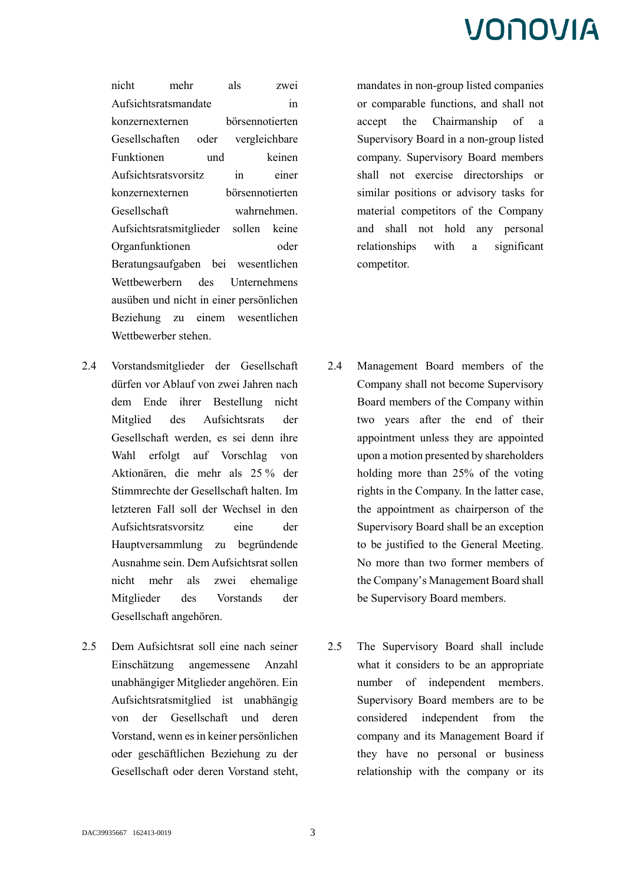nicht mehr als zwei Aufsichtsratsmandate in konzernexternen börsennotierten Gesellschaften oder vergleichbare Funktionen und keinen Aufsichtsratsvorsitz in einer konzernexternen börsennotierten Gesellschaft wahrnehmen. Aufsichtsratsmitglieder sollen keine Organfunktionen oder Beratungsaufgaben bei wesentlichen Wettbewerbern des Unternehmens ausüben und nicht in einer persönlichen Beziehung zu einem wesentlichen Wettbewerber stehen.

mandates in non-group listed companies or comparable functions, and shall not accept the Chairmanship of a Supervisory Board in a non-group listed company. Supervisory Board members shall not exercise directorships or similar positions or advisory tasks for material competitors of the Company and shall not hold any personal relationships with a significant competitor.

2.4 Vorstandsmitglieder der Gesellschaft dürfen vor Ablauf von zwei Jahren nach dem Ende ihrer Bestellung nicht Mitglied des Aufsichtsrats der Gesellschaft werden, es sei denn ihre Wahl erfolgt auf Vorschlag von Aktionären, die mehr als 25 % der Stimmrechte der Gesellschaft halten. Im letzteren Fall soll der Wechsel in den Aufsichtsratsvorsitz eine der Hauptversammlung zu begründende Ausnahme sein. Dem Aufsichtsrat sollen nicht mehr als zwei ehemalige Mitglieder des Vorstands der Gesellschaft angehören.

2.4 Management Board members of the Company shall not become Supervisory Board members of the Company within two years after the end of their appointment unless they are appointed upon a motion presented by shareholders holding more than 25% of the voting rights in the Company. In the latter case, the appointment as chairperson of the Supervisory Board shall be an exception to be justified to the General Meeting. No more than two former members of the Company's Management Board shall be Supervisory Board members.

2.5 Dem Aufsichtsrat soll eine nach seiner Einschätzung angemessene Anzahl unabhängiger Mitglieder angehören. Ein Aufsichtsratsmitglied ist unabhängig von der Gesellschaft und deren Vorstand, wenn es in keiner persönlichen oder geschäftlichen Beziehung zu der Gesellschaft oder deren Vorstand steht,

2.5 The Supervisory Board shall include what it considers to be an appropriate number of independent members. Supervisory Board members are to be considered independent from the company and its Management Board if they have no personal or business relationship with the company or its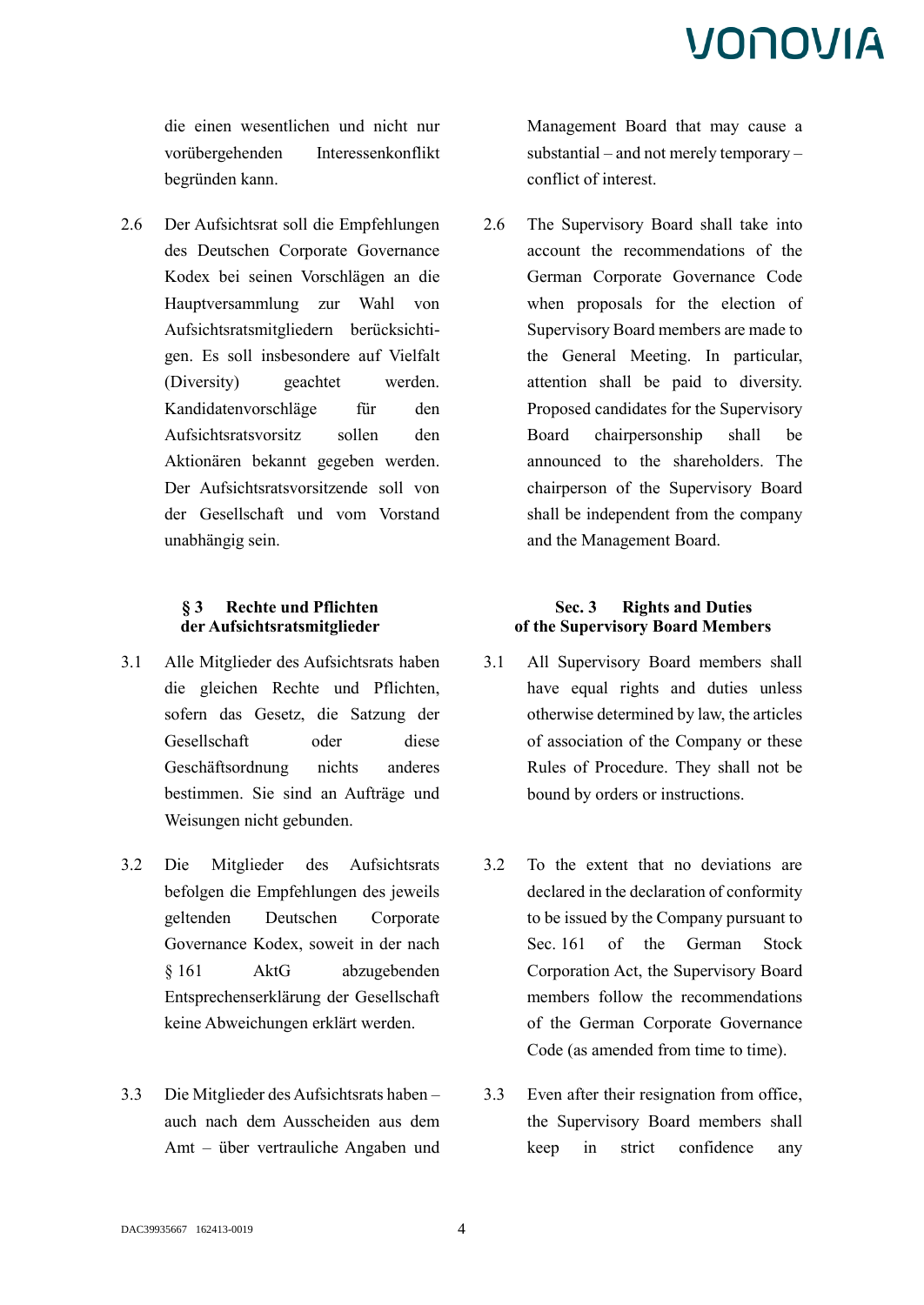die einen wesentlichen und nicht nur vorübergehenden Interessenkonflikt begründen kann.

Management Board that may cause a substantial – and not merely temporary – conflict of interest.

2.6 Der Aufsichtsrat soll die Empfehlungen des Deutschen Corporate Governance Kodex bei seinen Vorschlägen an die Hauptversammlung zur Wahl von Aufsichtsratsmitgliedern berücksichtigen. Es soll insbesondere auf Vielfalt (Diversity) geachtet werden. Kandidatenvorschläge für den Aufsichtsratsvorsitz sollen den Aktionären bekannt gegeben werden. Der Aufsichtsratsvorsitzende soll von der Gesellschaft und vom Vorstand unabhängig sein.

2.6 The Supervisory Board shall take into account the recommendations of the German Corporate Governance Code when proposals for the election of Supervisory Board members are made to the General Meeting. In particular, attention shall be paid to diversity. Proposed candidates for the Supervisory Board chairpersonship shall be announced to the shareholders. The chairperson of the Supervisory Board shall be independent from the company and the Management Board.

### § 3 Rechte und Pflichten der Aufsichtsratsmitglieder

### Sec. 3 Rights and Duties of the Supervisory Board Members

3.1 Alle Mitglieder des Aufsichtsrats haben die gleichen Rechte und Pflichten, sofern das Gesetz, die Satzung der Gesellschaft oder diese Geschäftsordnung nichts anderes bestimmen. Sie sind an Aufträge und Weisungen nicht gebunden.

3.1 All Supervisory Board members shall have equal rights and duties unless otherwise determined by law, the articles of association of the Company or these Rules of Procedure. They shall not be bound by orders or instructions.

3.2 Die Mitglieder des Aufsichtsrats befolgen die Empfehlungen des jeweils geltenden Deutschen Corporate Governance Kodex, soweit in der nach § 161 AktG abzugebenden Entsprechenserklärung der Gesellschaft keine Abweichungen erklärt werden.

3.2 To the extent that no deviations are declared in the declaration of conformity to be issued by the Company pursuant to Sec. 161 of the German Stock Corporation Act, the Supervisory Board members follow the recommendations of the German Corporate Governance Code (as amended from time to time).

3.3 Die Mitglieder des Aufsichtsrats haben – auch nach dem Ausscheiden aus dem Amt – über vertrauliche Angaben und

3.3 Even after their resignation from office, the Supervisory Board members shall keep in strict confidence any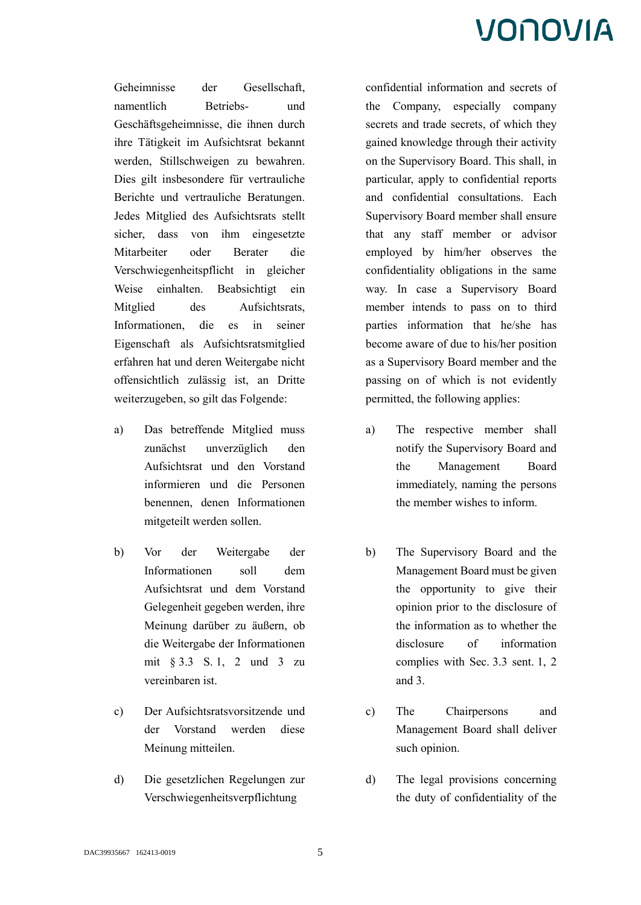Geheimnisse der Gesellschaft, namentlich Betriebs- und Geschäftsgeheimnisse, die ihnen durch ihre Tätigkeit im Aufsichtsrat bekannt werden, Stillschweigen zu bewahren. Dies gilt insbesondere für vertrauliche Berichte und vertrauliche Beratungen. Jedes Mitglied des Aufsichtsrats stellt sicher, dass von ihm eingesetzte Mitarbeiter oder Berater die Verschwiegenheitspflicht in gleicher Weise einhalten. Beabsichtigt ein Mitglied des Aufsichtsrats, Informationen, die es in seiner Eigenschaft als Aufsichtsratsmitglied erfahren hat und deren Weitergabe nicht offensichtlich zulässig ist, an Dritte weiterzugeben, so gilt das Folgende:

a) Das betreffende Mitglied muss zunächst unverzüglich den Aufsichtsrat und den Vorstand informieren und die Personen benennen, denen Informationen mitgeteilt werden sollen.

b) Vor der Weitergabe der Informationen soll dem Aufsichtsrat und dem Vorstand Gelegenheit gegeben werden, ihre Meinung darüber zu äußern, ob die Weitergabe der Informationen mit § 3.3 S. 1, 2 und 3 zu vereinbaren ist.

c) Der Aufsichtsratsvorsitzende und der Vorstand werden diese Meinung mitteilen.

d) Die gesetzlichen Regelungen zur Verschwiegenheitsverpflichtung

confidential information and secrets of the Company, especially company secrets and trade secrets, of which they gained knowledge through their activity on the Supervisory Board. This shall, in particular, apply to confidential reports and confidential consultations. Each Supervisory Board member shall ensure that any staff member or advisor employed by him/her observes the confidentiality obligations in the same way. In case a Supervisory Board member intends to pass on to third parties information that he/she has become aware of due to his/her position as a Supervisory Board member and the passing on of which is not evidently permitted, the following applies:

a) The respective member shall notify the Supervisory Board and the Management Board immediately, naming the persons the member wishes to inform.

b) The Supervisory Board and the Management Board must be given the opportunity to give their opinion prior to the disclosure of the information as to whether the disclosure of information complies with Sec. 3.3 sent. 1, 2 and 3.

c) The Chairpersons and Management Board shall deliver such opinion.

d) The legal provisions concerning the duty of confidentiality of the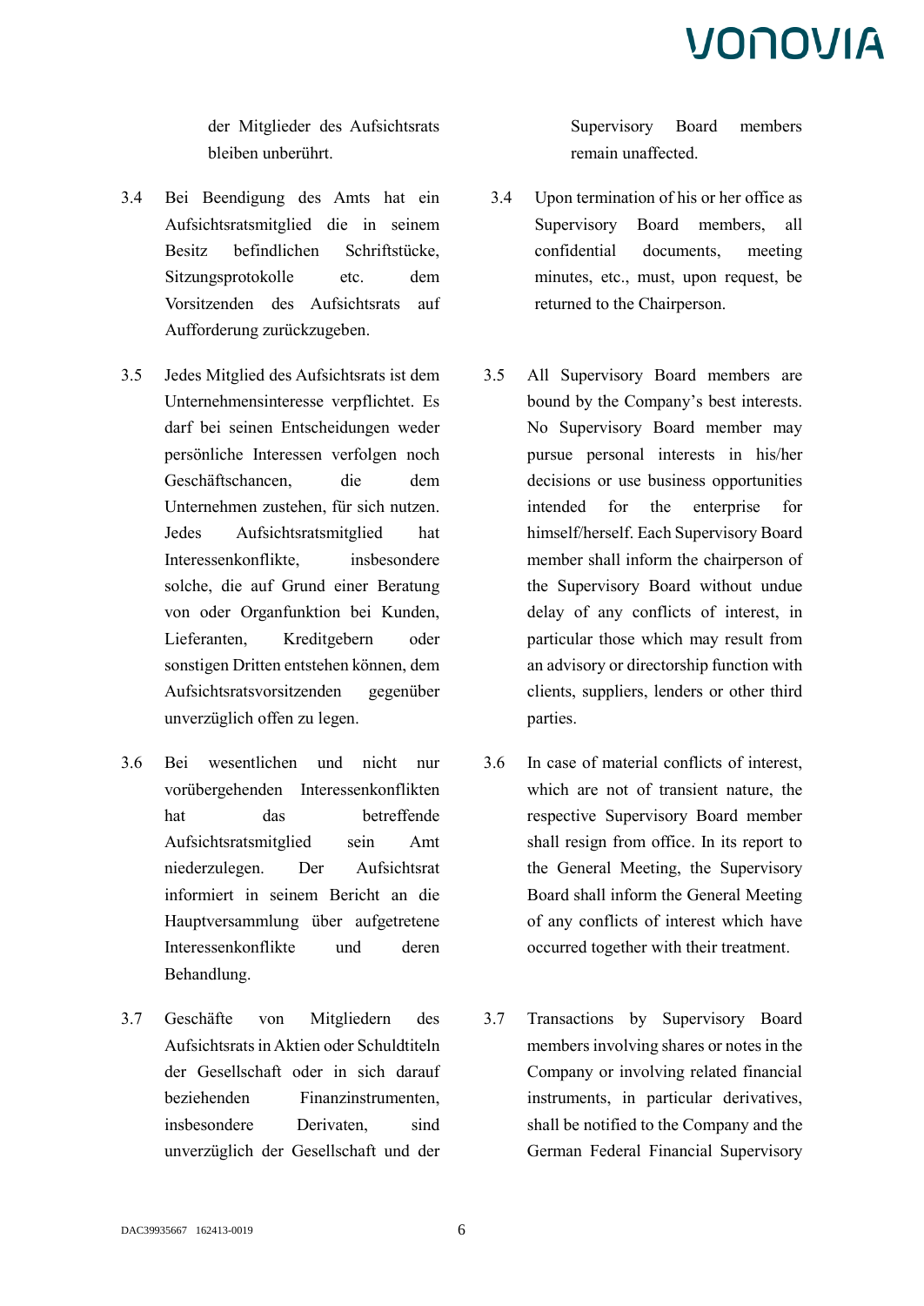der Mitglieder des Aufsichtsrats bleiben unberührt.

Supervisory Board members remain unaffected.

3.4 Bei Beendigung des Amts hat ein Aufsichtsratsmitglied die in seinem Besitz befindlichen Schriftstücke, Sitzungsprotokolle etc. dem Vorsitzenden des Aufsichtsrats auf Aufforderung zurückzugeben.

3.4 Upon termination of his or her office as Supervisory Board members, all confidential documents, meeting minutes, etc., must, upon request, be returned to the Chairperson.

3.5 Jedes Mitglied des Aufsichtsrats ist dem Unternehmensinteresse verpflichtet. Es darf bei seinen Entscheidungen weder persönliche Interessen verfolgen noch Geschäftschancen, die dem Unternehmen zustehen, für sich nutzen. Jedes Aufsichtsratsmitglied hat Interessenkonflikte, insbesondere solche, die auf Grund einer Beratung von oder Organfunktion bei Kunden, Lieferanten, Kreditgebern oder sonstigen Dritten entstehen können, dem Aufsichtsratsvorsitzenden gegenüber unverzüglich offen zu legen.

3.5 All Supervisory Board members are bound by the Company's best interests. No Supervisory Board member may pursue personal interests in his/her decisions or use business opportunities intended for the enterprise for himself/herself. Each Supervisory Board member shall inform the chairperson of the Supervisory Board without undue delay of any conflicts of interest, in particular those which may result from an advisory or directorship function with clients, suppliers, lenders or other third parties.

3.6 Bei wesentlichen und nicht nur vorübergehenden Interessenkonflikten hat das betreffende Aufsichtsratsmitglied sein Amt niederzulegen. Der Aufsichtsrat informiert in seinem Bericht an die Hauptversammlung über aufgetretene Interessenkonflikte und deren Behandlung.

3.6 In case of material conflicts of interest, which are not of transient nature, the respective Supervisory Board member shall resign from office. In its report to the General Meeting, the Supervisory Board shall inform the General Meeting of any conflicts of interest which have occurred together with their treatment.

3.7 Geschäfte von Mitgliedern des Aufsichtsrats in Aktien oder Schuldtiteln der Gesellschaft oder in sich darauf beziehenden Finanzinstrumenten, insbesondere Derivaten, sind unverzüglich der Gesellschaft und der

3.7 Transactions by Supervisory Board members involving shares or notes in the Company or involving related financial instruments, in particular derivatives, shall be notified to the Company and the German Federal Financial Supervisory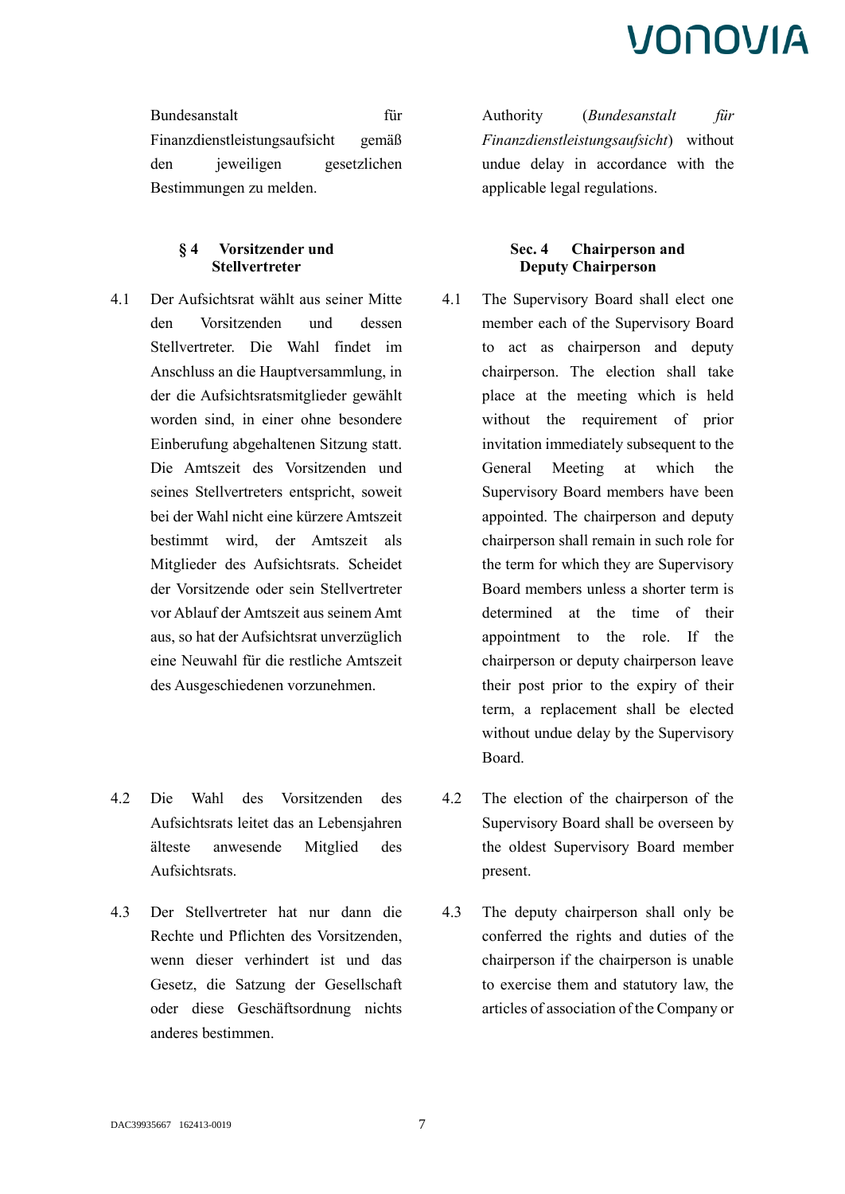Bundesanstalt für Finanzdienstleistungsaufsicht gemäß den jeweiligen gesetzlichen Bestimmungen zu melden.

Authority (*Bundesanstalt für Finanzdienstleistungsaufsicht*) without undue delay in accordance with the applicable legal regulations.

### § 4 Vorsitzender und Stellvertreter

### Sec. 4 Chairperson and Deputy Chairperson

4.1 Der Aufsichtsrat wählt aus seiner Mitte den Vorsitzenden und dessen Stellvertreter. Die Wahl findet im Anschluss an die Hauptversammlung, in der die Aufsichtsratsmitglieder gewählt worden sind, in einer ohne besondere Einberufung abgehaltenen Sitzung statt. Die Amtszeit des Vorsitzenden und seines Stellvertreters entspricht, soweit bei der Wahl nicht eine kürzere Amtszeit bestimmt wird, der Amtszeit als Mitglieder des Aufsichtsrats. Scheidet der Vorsitzende oder sein Stellvertreter vor Ablauf der Amtszeit aus seinem Amt aus, so hat der Aufsichtsrat unverzüglich eine Neuwahl für die restliche Amtszeit des Ausgeschiedenen vorzunehmen.

4.1 The Supervisory Board shall elect one member each of the Supervisory Board to act as chairperson and deputy chairperson. The election shall take place at the meeting which is held without the requirement of prior invitation immediately subsequent to the General Meeting at which the Supervisory Board members have been appointed. The chairperson and deputy chairperson shall remain in such role for the term for which they are Supervisory Board members unless a shorter term is determined at the time of their appointment to the role. If the chairperson or deputy chairperson leave their post prior to the expiry of their term, a replacement shall be elected without undue delay by the Supervisory Board.

4.2 Die Wahl des Vorsitzenden des Aufsichtsrats leitet das an Lebensjahren älteste anwesende Mitglied des Aufsichtsrats.

4.2 The election of the chairperson of the Supervisory Board shall be overseen by the oldest Supervisory Board member present.

4.3 Der Stellvertreter hat nur dann die Rechte und Pflichten des Vorsitzenden, wenn dieser verhindert ist und das Gesetz, die Satzung der Gesellschaft oder diese Geschäftsordnung nichts anderes bestimmen.

4.3 The deputy chairperson shall only be conferred the rights and duties of the chairperson if the chairperson is unable to exercise them and statutory law, the articles of association of the Company or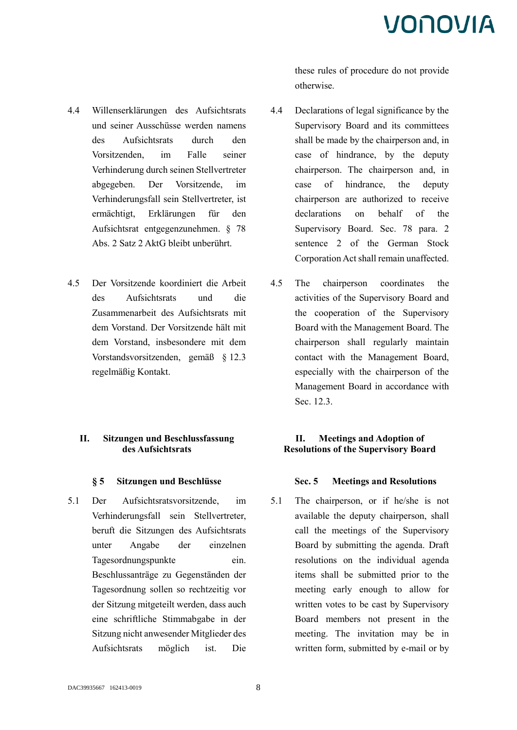these rules of procedure do not provide otherwise.

4.4 Willenserklärungen des Aufsichtsrats und seiner Ausschüsse werden namens des Aufsichtsrats durch den Vorsitzenden, im Falle seiner Verhinderung durch seinen Stellvertreter abgegeben. Der Vorsitzende, im Verhinderungsfall sein Stellvertreter, ist ermächtigt, Erklärungen für den Aufsichtsrat entgegenzunehmen. § 78 Abs. 2 Satz 2 AktG bleibt unberührt.

4.4 Declarations of legal significance by the Supervisory Board and its committees shall be made by the chairperson and, in case of hindrance, by the deputy chairperson. The chairperson and, in case of hindrance, the deputy chairperson are authorized to receive declarations on behalf of the Supervisory Board. Sec. 78 para. 2 sentence 2 of the German Stock Corporation Act shall remain unaffected.

4.5 Der Vorsitzende koordiniert die Arbeit des Aufsichtsrats und die Zusammenarbeit des Aufsichtsrats mit dem Vorstand. Der Vorsitzende hält mit dem Vorstand, insbesondere mit dem Vorstandsvorsitzenden, gemäß § 12.3 regelmäßig Kontakt.

4.5 The chairperson coordinates the activities of the Supervisory Board and the cooperation of the Supervisory Board with the Management Board. The chairperson shall regularly maintain contact with the Management Board, especially with the chairperson of the Management Board in accordance with Sec. 12.3.

## II. Sitzungen und Beschlussfassung des Aufsichtsrats

## II. Meetings and Adoption of Resolutions of the Supervisory Board

### § 5 Sitzungen und Beschlüsse

### Sec. 5 Meetings and Resolutions

5.1 Der Aufsichtsratsvorsitzende, im Verhinderungsfall sein Stellvertreter, beruft die Sitzungen des Aufsichtsrats unter Angabe der einzelnen Tagesordnungspunkte ein. Beschlussanträge zu Gegenständen der Tagesordnung sollen so rechtzeitig vor der Sitzung mitgeteilt werden, dass auch eine schriftliche Stimmabgabe in der Sitzung nicht anwesender Mitglieder des Aufsichtsrats möglich ist. Die

5.1 The chairperson, or if he/she is not available the deputy chairperson, shall call the meetings of the Supervisory Board by submitting the agenda. Draft resolutions on the individual agenda items shall be submitted prior to the meeting early enough to allow for written votes to be cast by Supervisory Board members not present in the meeting. The invitation may be in written form, submitted by e-mail or by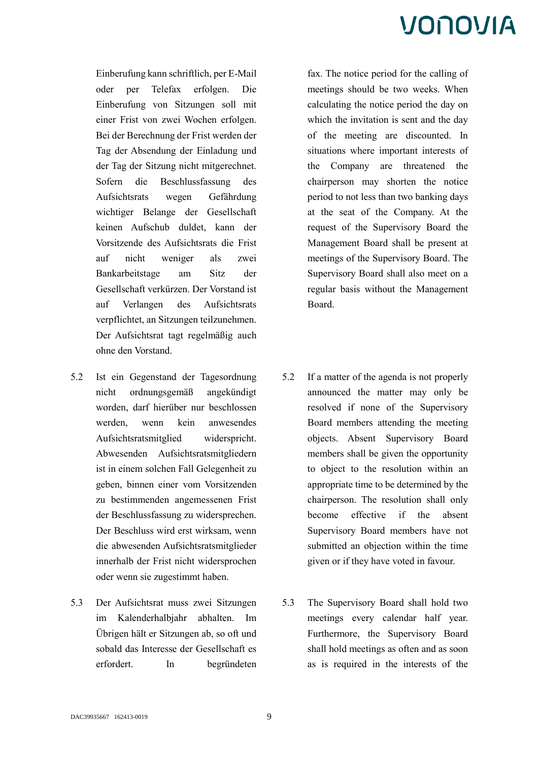Einberufung kann schriftlich, per E-Mail oder per Telefax erfolgen. Die Einberufung von Sitzungen soll mit einer Frist von zwei Wochen erfolgen. Bei der Berechnung der Frist werden der Tag der Absendung der Einladung und der Tag der Sitzung nicht mitgerechnet. Sofern die Beschlussfassung des Aufsichtsrats wegen Gefährdung wichtiger Belange der Gesellschaft keinen Aufschub duldet, kann der Vorsitzende des Aufsichtsrats die Frist auf nicht weniger als zwei Bankarbeitstage am Sitz der Gesellschaft verkürzen. Der Vorstand ist auf Verlangen des Aufsichtsrats verpflichtet, an Sitzungen teilzunehmen. Der Aufsichtsrat tagt regelmäßig auch ohne den Vorstand.

fax. The notice period for the calling of meetings should be two weeks. When calculating the notice period the day on which the invitation is sent and the day of the meeting are discounted. In situations where important interests of the Company are threatened the chairperson may shorten the notice period to not less than two banking days at the seat of the Company. At the request of the Supervisory Board the Management Board shall be present at meetings of the Supervisory Board. The Supervisory Board shall also meet on a regular basis without the Management Board.

5.2 Ist ein Gegenstand der Tagesordnung nicht ordnungsgemäß angekündigt worden, darf hierüber nur beschlossen werden, wenn kein anwesendes Aufsichtsratsmitglied widerspricht. Abwesenden Aufsichtsratsmitgliedern ist in einem solchen Fall Gelegenheit zu geben, binnen einer vom Vorsitzenden zu bestimmenden angemessenen Frist der Beschlussfassung zu widersprechen. Der Beschluss wird erst wirksam, wenn die abwesenden Aufsichtsratsmitglieder innerhalb der Frist nicht widersprochen oder wenn sie zugestimmt haben.

5.2 If a matter of the agenda is not properly announced the matter may only be resolved if none of the Supervisory Board members attending the meeting objects. Absent Supervisory Board members shall be given the opportunity to object to the resolution within an appropriate time to be determined by the chairperson. The resolution shall only become effective if the absent Supervisory Board members have not submitted an objection within the time given or if they have voted in favour.

5.3 Der Aufsichtsrat muss zwei Sitzungen im Kalenderhalbjahr abhalten. Im Übrigen hält er Sitzungen ab, so oft und sobald das Interesse der Gesellschaft es erfordert. In begründeten

5.3 The Supervisory Board shall hold two meetings every calendar half year. Furthermore, the Supervisory Board shall hold meetings as often and as soon as is required in the interests of the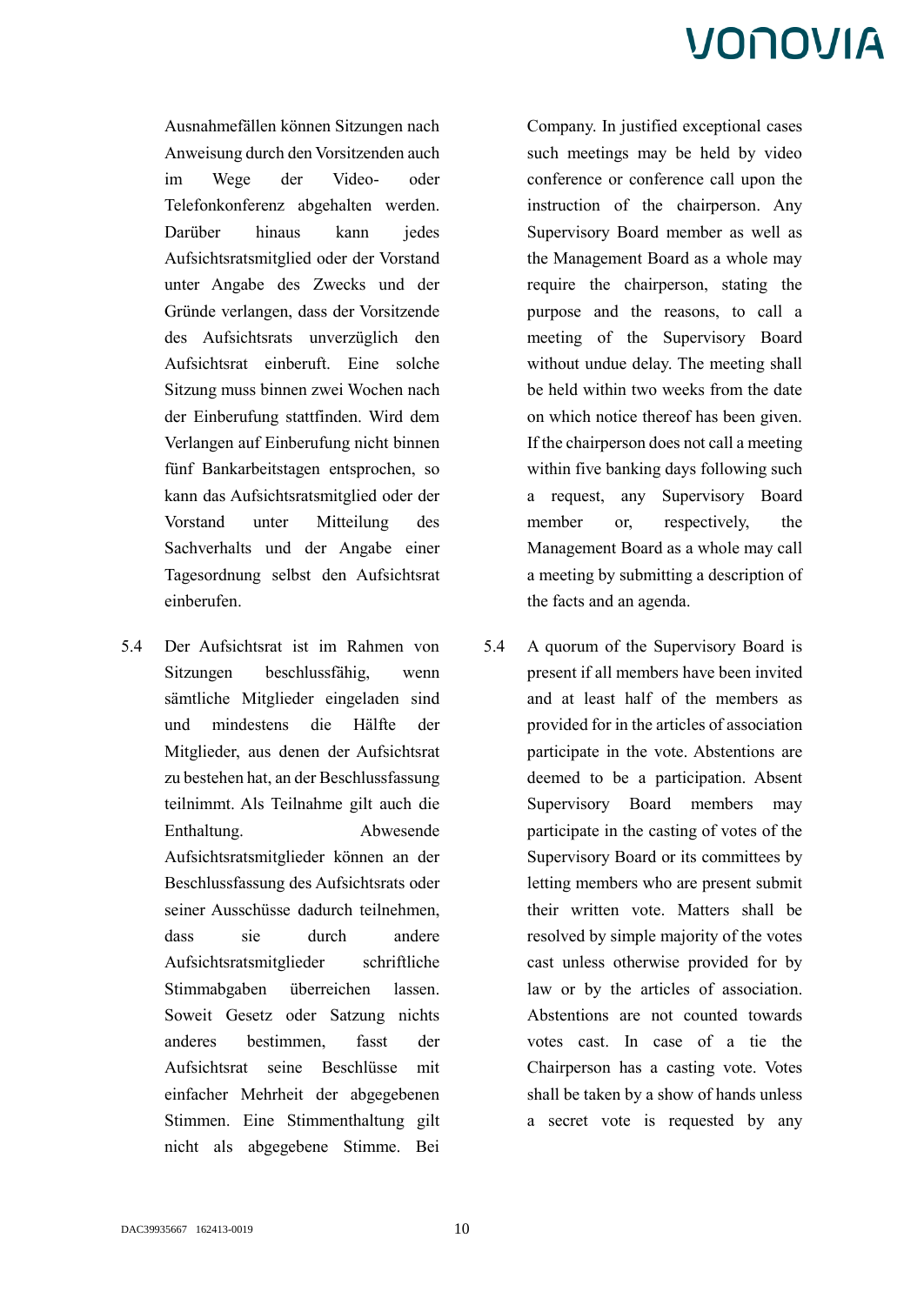Ausnahmefällen können Sitzungen nach Anweisung durch den Vorsitzenden auch im Wege der Video- oder Telefonkonferenz abgehalten werden. Darüber hinaus kann jedes Aufsichtsratsmitglied oder der Vorstand unter Angabe des Zwecks und der Gründe verlangen, dass der Vorsitzende des Aufsichtsrats unverzüglich den Aufsichtsrat einberuft. Eine solche Sitzung muss binnen zwei Wochen nach der Einberufung stattfinden. Wird dem Verlangen auf Einberufung nicht binnen fünf Bankarbeitstagen entsprochen, so kann das Aufsichtsratsmitglied oder der Vorstand unter Mitteilung des Sachverhalts und der Angabe einer Tagesordnung selbst den Aufsichtsrat einberufen.

5.4 Der Aufsichtsrat ist im Rahmen von Sitzungen beschlussfähig, wenn sämtliche Mitglieder eingeladen sind und mindestens die Hälfte der Mitglieder, aus denen der Aufsichtsrat zu bestehen hat, an der Beschlussfassung teilnimmt. Als Teilnahme gilt auch die Enthaltung. Abwesende Aufsichtsratsmitglieder können an der Beschlussfassung des Aufsichtsrats oder seiner Ausschüsse dadurch teilnehmen, dass sie durch andere Aufsichtsratsmitglieder schriftliche Stimmabgaben überreichen lassen. Soweit Gesetz oder Satzung nichts anderes bestimmen, fasst der Aufsichtsrat seine Beschlüsse mit einfacher Mehrheit der abgegebenen Stimmen. Eine Stimmenthaltung gilt nicht als abgegebene Stimme. Bei

Company. In justified exceptional cases such meetings may be held by video conference or conference call upon the instruction of the chairperson. Any Supervisory Board member as well as the Management Board as a whole may require the chairperson, stating the purpose and the reasons, to call a meeting of the Supervisory Board without undue delay. The meeting shall be held within two weeks from the date on which notice thereof has been given. If the chairperson does not call a meeting within five banking days following such a request, any Supervisory Board member or, respectively, the Management Board as a whole may call a meeting by submitting a description of the facts and an agenda.

5.4 A quorum of the Supervisory Board is present if all members have been invited and at least half of the members as provided for in the articles of association participate in the vote. Abstentions are deemed to be a participation. Absent Supervisory Board members may participate in the casting of votes of the Supervisory Board or its committees by letting members who are present submit their written vote. Matters shall be resolved by simple majority of the votes cast unless otherwise provided for by law or by the articles of association. Abstentions are not counted towards votes cast. In case of a tie the Chairperson has a casting vote. Votes shall be taken by a show of hands unless a secret vote is requested by any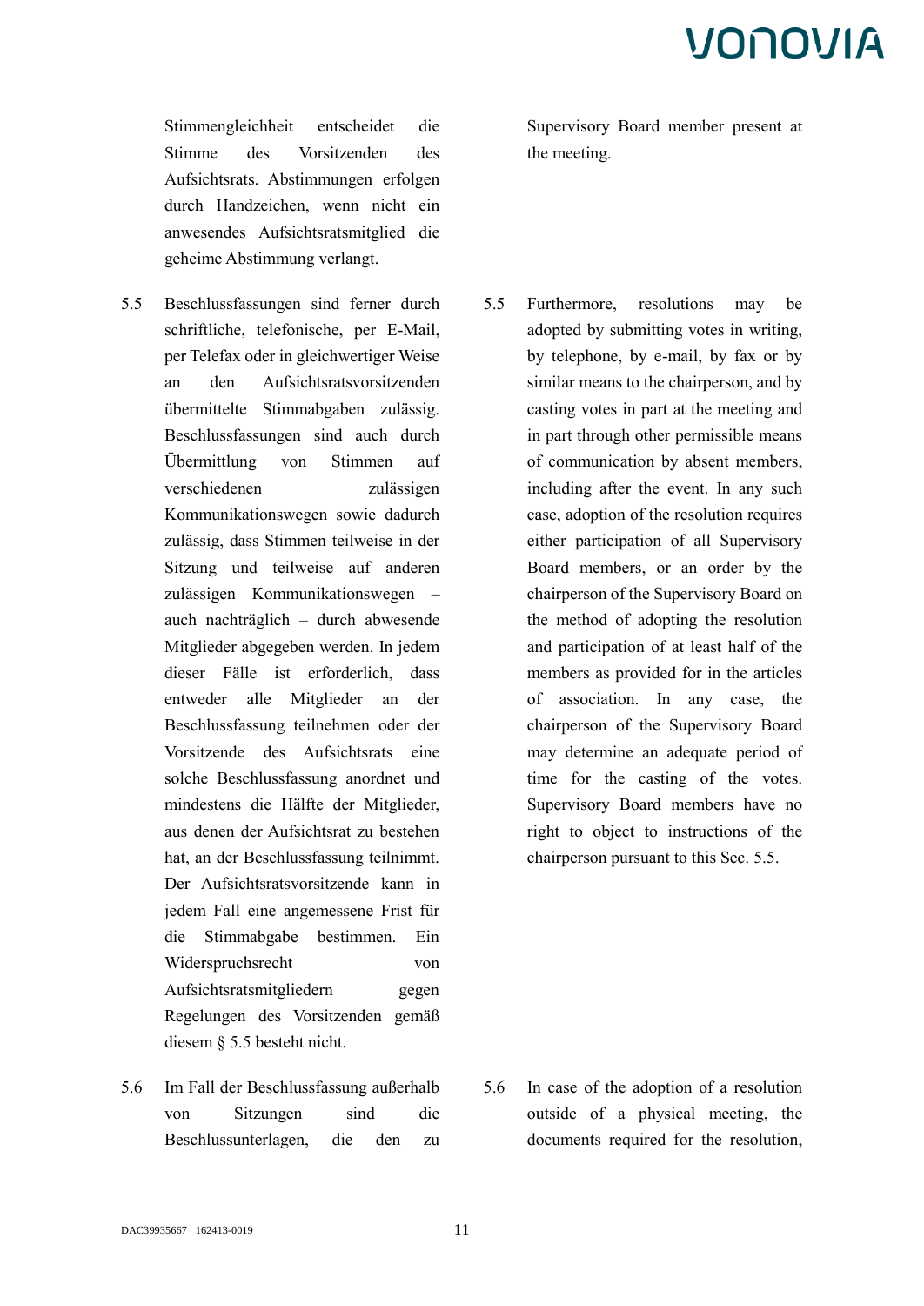Stimmengleichheit entscheidet die Stimme des Vorsitzenden des Aufsichtsrats. Abstimmungen erfolgen durch Handzeichen, wenn nicht ein anwesendes Aufsichtsratsmitglied die geheime Abstimmung verlangt.

Supervisory Board member present at the meeting.

5.5 Beschlussfassungen sind ferner durch schriftliche, telefonische, per E-Mail, per Telefax oder in gleichwertiger Weise an den Aufsichtsratsvorsitzenden übermittelte Stimmabgaben zulässig. Beschlussfassungen sind auch durch Übermittlung von Stimmen auf verschiedenen zulässigen Kommunikationswegen sowie dadurch zulässig, dass Stimmen teilweise in der Sitzung und teilweise auf anderen zulässigen Kommunikationswegen – auch nachträglich – durch abwesende Mitglieder abgegeben werden. In jedem dieser Fälle ist erforderlich, dass entweder alle Mitglieder an der Beschlussfassung teilnehmen oder der Vorsitzende des Aufsichtsrats eine solche Beschlussfassung anordnet und mindestens die Hälfte der Mitglieder, aus denen der Aufsichtsrat zu bestehen hat, an der Beschlussfassung teilnimmt. Der Aufsichtsratsvorsitzende kann in jedem Fall eine angemessene Frist für die Stimmabgabe bestimmen. Ein Widerspruchsrecht von Aufsichtsratsmitgliedern gegen Regelungen des Vorsitzenden gemäß diesem § 5.5 besteht nicht.

5.5 Furthermore, resolutions may be adopted by submitting votes in writing, by telephone, by e-mail, by fax or by similar means to the chairperson, and by casting votes in part at the meeting and in part through other permissible means of communication by absent members, including after the event. In any such case, adoption of the resolution requires either participation of all Supervisory Board members, or an order by the chairperson of the Supervisory Board on the method of adopting the resolution and participation of at least half of the members as provided for in the articles of association. In any case, the chairperson of the Supervisory Board may determine an adequate period of time for the casting of the votes. Supervisory Board members have no right to object to instructions of the chairperson pursuant to this Sec. 5.5.

5.6 Im Fall der Beschlussfassung außerhalb von Sitzungen sind die Beschlussunterlagen, die den zu

5.6 In case of the adoption of a resolution outside of a physical meeting, the documents required for the resolution,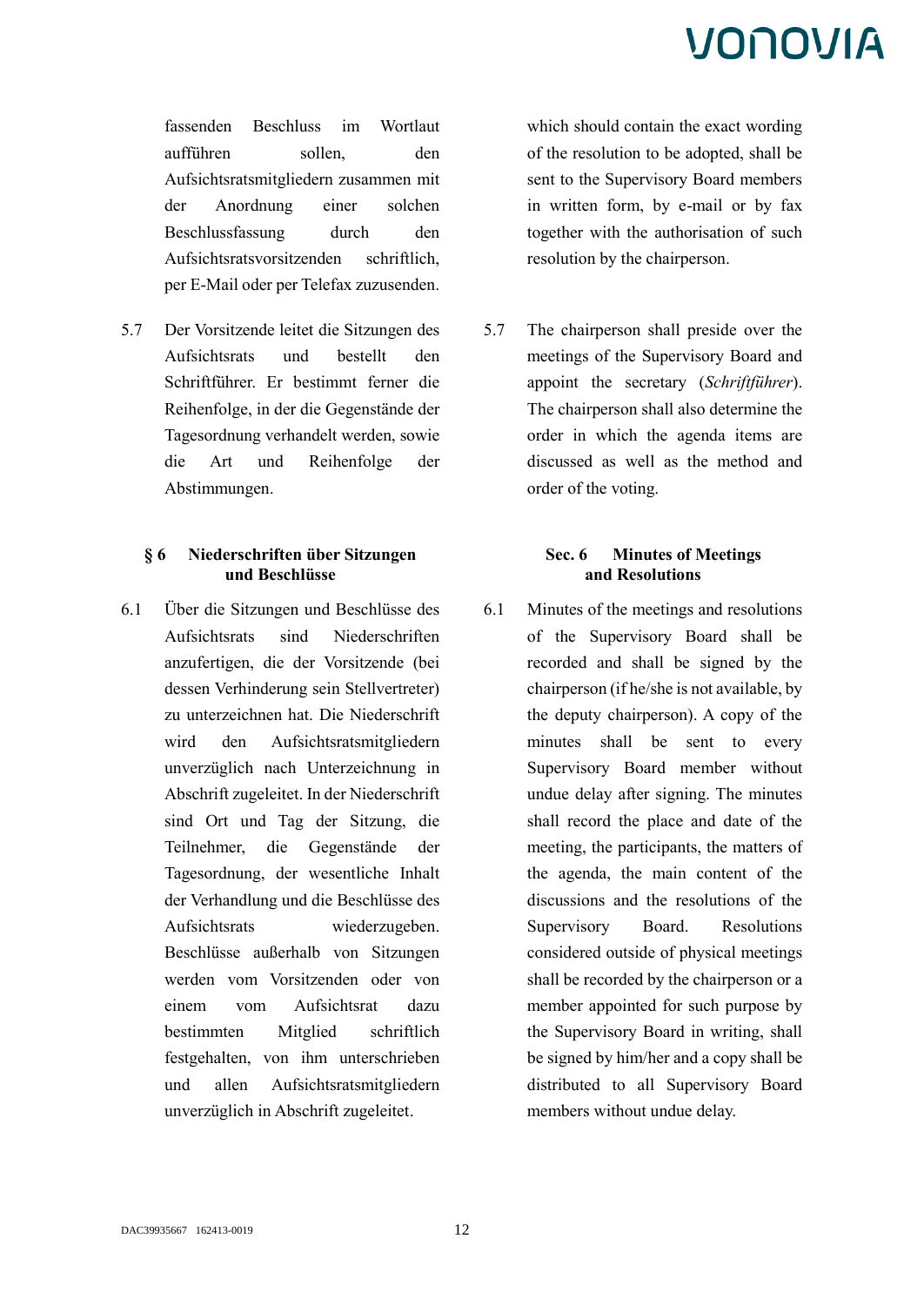fassenden Beschluss im Wortlaut aufführen sollen, den Aufsichtsratsmitgliedern zusammen mit der Anordnung einer solchen Beschlussfassung durch den Aufsichtsratsvorsitzenden schriftlich, per E-Mail oder per Telefax zuzusenden.

5.7 Der Vorsitzende leitet die Sitzungen des Aufsichtsrats und bestellt den Schriftführer. Er bestimmt ferner die Reihenfolge, in der die Gegenstände der Tagesordnung verhandelt werden, sowie die Art und Reihenfolge der Abstimmungen.

## § 6 Niederschriften über Sitzungen und Beschlüsse

6.1 Über die Sitzungen und Beschlüsse des Aufsichtsrats sind Niederschriften anzufertigen, die der Vorsitzende (bei dessen Verhinderung sein Stellvertreter) zu unterzeichnen hat. Die Niederschrift wird den Aufsichtsratsmitgliedern unverzüglich nach Unterzeichnung in Abschrift zugeleitet. In der Niederschrift sind Ort und Tag der Sitzung, die Teilnehmer, die Gegenstände der Tagesordnung, der wesentliche Inhalt der Verhandlung und die Beschlüsse des Aufsichtsrats wiederzugeben. Beschlüsse außerhalb von Sitzungen werden vom Vorsitzenden oder von einem vom Aufsichtsrat dazu bestimmten Mitglied schriftlich festgehalten, von ihm unterschrieben und allen Aufsichtsratsmitgliedern unverzüglich in Abschrift zugeleitet.

---

which should contain the exact wording of the resolution to be adopted, shall be sent to the Supervisory Board members in written form, by e-mail or by fax together with the authorisation of such resolution by the chairperson.

5.7 The chairperson shall preside over the meetings of the Supervisory Board and appoint the secretary (*Schriftführer*). The chairperson shall also determine the order in which the agenda items are discussed as well as the method and order of the voting.

## Sec. 6 Minutes of Meetings and Resolutions

6.1 Minutes of the meetings and resolutions of the Supervisory Board shall be recorded and shall be signed by the chairperson (if he/she is not available, by the deputy chairperson). A copy of the minutes shall be sent to every Supervisory Board member without undue delay after signing. The minutes shall record the place and date of the meeting, the participants, the matters of the agenda, the main content of the discussions and the resolutions of the Supervisory Board. Resolutions considered outside of physical meetings shall be recorded by the chairperson or a member appointed for such purpose by the Supervisory Board in writing, shall be signed by him/her and a copy shall be distributed to all Supervisory Board members without undue delay.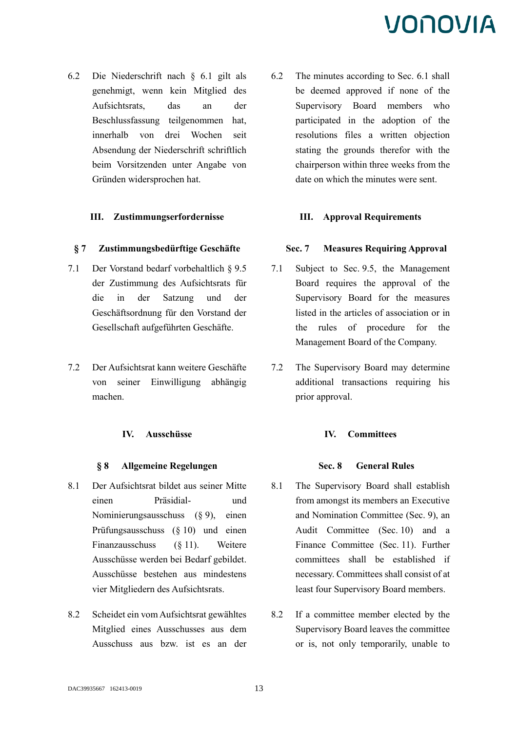| | |
|---|---|
| 6.2 Die Niederschrift nach § 6.1 gilt als genehmigt, wenn kein Mitglied des Aufsichtsrats, das an der Beschlussfassung teilgenommen hat, innerhalb von drei Wochen seit Absendung der Niederschrift schriftlich beim Vorsitzenden unter Angabe von Gründen widersprochen hat. | 6.2 The minutes according to Sec. 6.1 shall be deemed approved if none of the Supervisory Board members who participated in the adoption of the resolutions files a written objection stating the grounds therefor with the chairperson within three weeks from the date on which the minutes were sent. |
| **III. Zustimmungserfordernisse** | **III. Approval Requirements** |
| **§ 7 Zustimmungsbedürftige Geschäfte** | **Sec. 7 Measures Requiring Approval** |
| 7.1 Der Vorstand bedarf vorbehaltlich § 9.5 der Zustimmung des Aufsichtsrats für die in der Satzung und der Geschäftsordnung für den Vorstand der Gesellschaft aufgeführten Geschäfte. | 7.1 Subject to Sec. 9.5, the Management Board requires the approval of the Supervisory Board for the measures listed in the articles of association or in the rules of procedure for the Management Board of the Company. |
| 7.2 Der Aufsichtsrat kann weitere Geschäfte von seiner Einwilligung abhängig machen. | 7.2 The Supervisory Board may determine additional transactions requiring his prior approval. |
| **IV. Ausschüsse** | **IV. Committees** |
| **§ 8 Allgemeine Regelungen** | **Sec. 8 General Rules** |
| 8.1 Der Aufsichtsrat bildet aus seiner Mitte einen Präsidial- und Nominierungsausschuss (§ 9), einen Prüfungsausschuss (§ 10) und einen Finanzausschuss (§ 11). Weitere Ausschüsse werden bei Bedarf gebildet. Ausschüsse bestehen aus mindestens vier Mitgliedern des Aufsichtsrats. | 8.1 The Supervisory Board shall establish from amongst its members an Executive and Nomination Committee (Sec. 9), an Audit Committee (Sec. 10) and a Finance Committee (Sec. 11). Further committees shall be established if necessary. Committees shall consist of at least four Supervisory Board members. |
| 8.2 Scheidet ein vom Aufsichtsrat gewähltes Mitglied eines Ausschusses aus dem Ausschuss aus bzw. ist es an der | 8.2 If a committee member elected by the Supervisory Board leaves the committee or is, not only temporarily, unable to |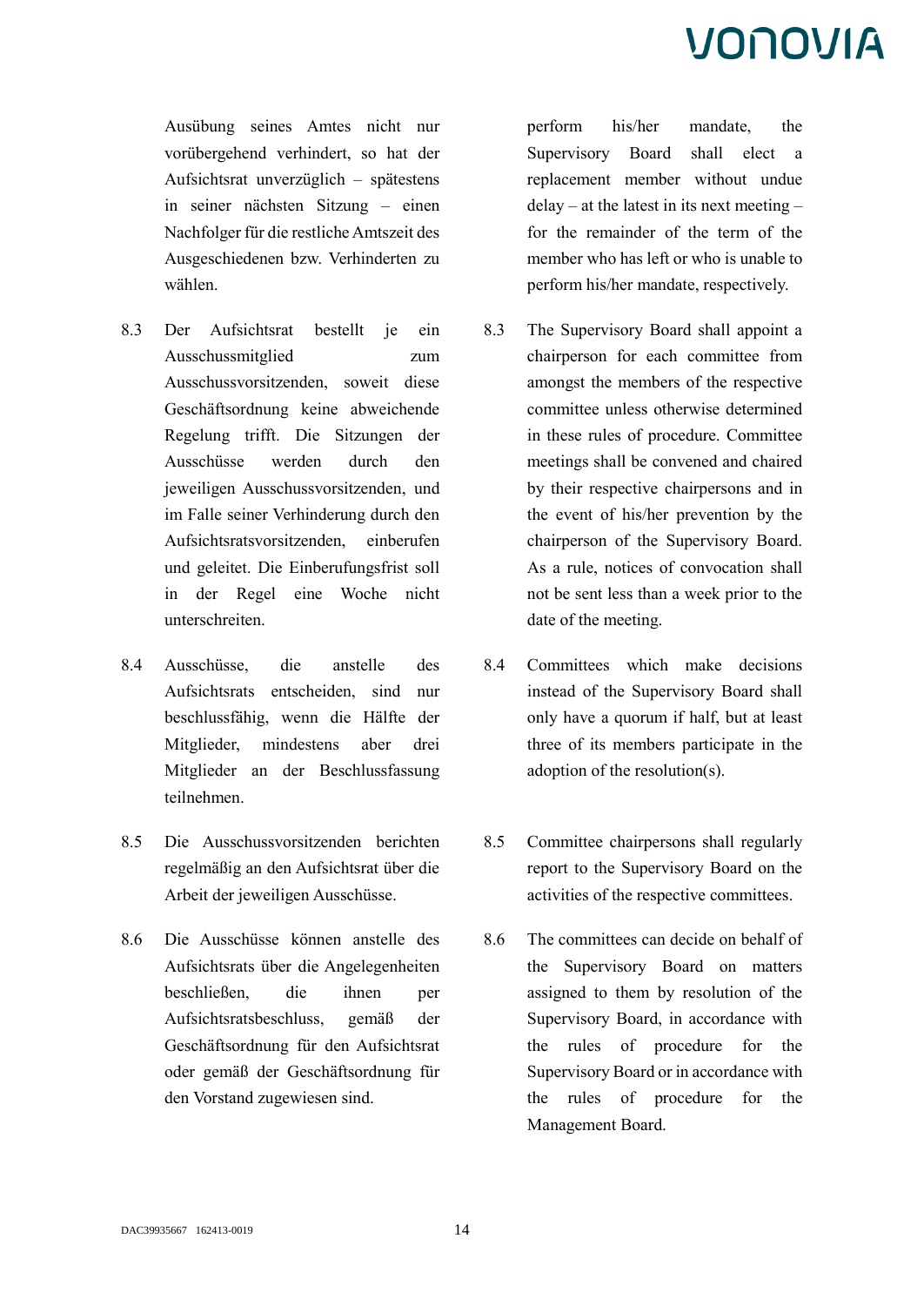Ausübung seines Amtes nicht nur vorübergehend verhindert, so hat der Aufsichtsrat unverzüglich – spätestens in seiner nächsten Sitzung – einen Nachfolger für die restliche Amtszeit des Ausgeschiedenen bzw. Verhinderten zu wählen.

perform his/her mandate, the Supervisory Board shall elect a replacement member without undue delay – at the latest in its next meeting – for the remainder of the term of the member who has left or who is unable to perform his/her mandate, respectively.

8.3 Der Aufsichtsrat bestellt je ein Ausschussmitglied zum Ausschussvorsitzenden, soweit diese Geschäftsordnung keine abweichende Regelung trifft. Die Sitzungen der Ausschüsse werden durch den jeweiligen Ausschussvorsitzenden, und im Falle seiner Verhinderung durch den Aufsichtsratsvorsitzenden, einberufen und geleitet. Die Einberufungsfrist soll in der Regel eine Woche nicht unterschreiten.

8.3 The Supervisory Board shall appoint a chairperson for each committee from amongst the members of the respective committee unless otherwise determined in these rules of procedure. Committee meetings shall be convened and chaired by their respective chairpersons and in the event of his/her prevention by the chairperson of the Supervisory Board. As a rule, notices of convocation shall not be sent less than a week prior to the date of the meeting.

8.4 Ausschüsse, die anstelle des Aufsichtsrats entscheiden, sind nur beschlussfähig, wenn die Hälfte der Mitglieder, mindestens aber drei Mitglieder an der Beschlussfassung teilnehmen.

8.4 Committees which make decisions instead of the Supervisory Board shall only have a quorum if half, but at least three of its members participate in the adoption of the resolution(s).

8.5 Die Ausschussvorsitzenden berichten regelmäßig an den Aufsichtsrat über die Arbeit der jeweiligen Ausschüsse.

8.5 Committee chairpersons shall regularly report to the Supervisory Board on the activities of the respective committees.

8.6 Die Ausschüsse können anstelle des Aufsichtsrats über die Angelegenheiten beschließen, die ihnen per Aufsichtsratsbeschluss, gemäß der Geschäftsordnung für den Aufsichtsrat oder gemäß der Geschäftsordnung für den Vorstand zugewiesen sind.

8.6 The committees can decide on behalf of the Supervisory Board on matters assigned to them by resolution of the Supervisory Board, in accordance with the rules of procedure for the Supervisory Board or in accordance with the rules of procedure for the Management Board.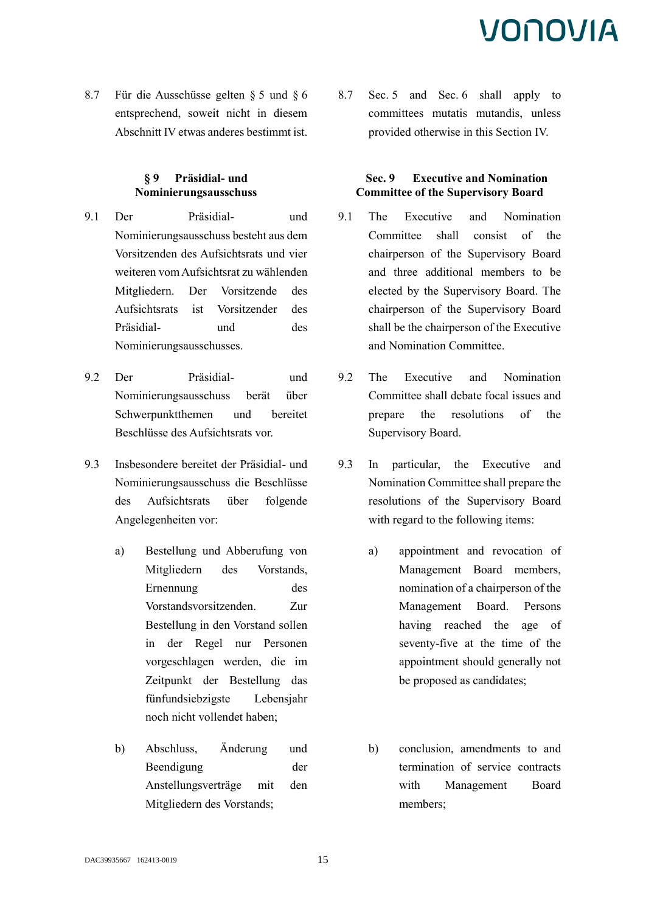8.7 Für die Ausschüsse gelten § 5 und § 6 entsprechend, soweit nicht in diesem Abschnitt IV etwas anderes bestimmt ist.

8.7 Sec. 5 and Sec. 6 shall apply to committees mutatis mutandis, unless provided otherwise in this Section IV.

### § 9 Präsidial- und Nominierungsausschuss

9.1 Der Präsidial- und Nominierungsausschuss besteht aus dem Vorsitzenden des Aufsichtsrats und vier weiteren vom Aufsichtsrat zu wählenden Mitgliedern. Der Vorsitzende des Aufsichtsrats ist Vorsitzender des Präsidial- und des Nominierungsausschusses.

9.2 Der Präsidial- und Nominierungsausschuss berät über Schwerpunktthemen und bereitet Beschlüsse des Aufsichtsrats vor.

9.3 Insbesondere bereitet der Präsidial- und Nominierungsausschuss die Beschlüsse des Aufsichtsrats über folgende Angelegenheiten vor:

a) Bestellung und Abberufung von Mitgliedern des Vorstands, Ernennung des Vorstandsvorsitzenden. Zur Bestellung in den Vorstand sollen in der Regel nur Personen vorgeschlagen werden, die im Zeitpunkt der Bestellung das fünfundsiebzigste Lebensjahr noch nicht vollendet haben;

b) Abschluss, Änderung und Beendigung der Anstellungsverträge mit den Mitgliedern des Vorstands;

### Sec. 9 Executive and Nomination Committee of the Supervisory Board

9.1 The Executive and Nomination Committee shall consist of the chairperson of the Supervisory Board and three additional members to be elected by the Supervisory Board. The chairperson of the Supervisory Board shall be the chairperson of the Executive and Nomination Committee.

9.2 The Executive and Nomination Committee shall debate focal issues and prepare the resolutions of the Supervisory Board.

9.3 In particular, the Executive and Nomination Committee shall prepare the resolutions of the Supervisory Board with regard to the following items:

a) appointment and revocation of Management Board members, nomination of a chairperson of the Management Board. Persons having reached the age of seventy-five at the time of the appointment should generally not be proposed as candidates;

b) conclusion, amendments to and termination of service contracts with Management Board members;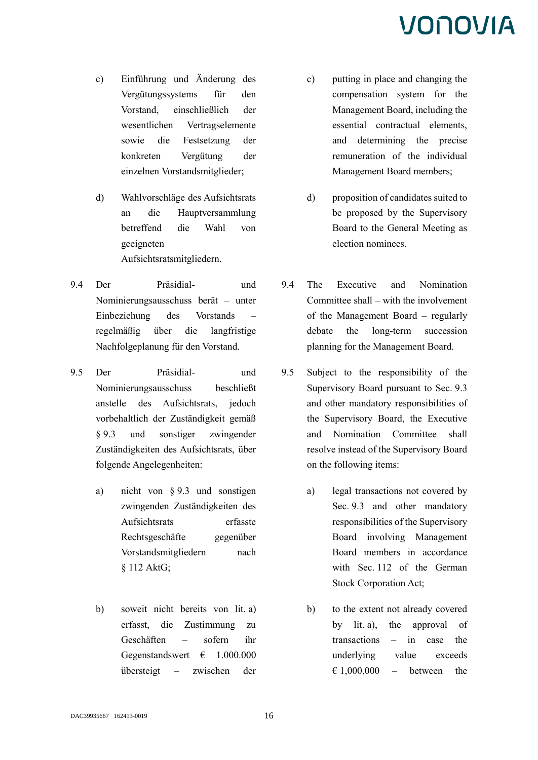| | |
|---|---|
| c) Einführung und Änderung des Vergütungssystems für den Vorstand, einschließlich der wesentlichen Vertragselemente sowie die Festsetzung der konkreten Vergütung der einzelnen Vorstandsmitglieder; | c) putting in place and changing the compensation system for the Management Board, including the essential contractual elements, and determining the precise remuneration of the individual Management Board members; |
| d) Wahlvorschläge des Aufsichtsrats an die Hauptversammlung betreffend die Wahl von geeigneten Aufsichtsratsmitgliedern. | d) proposition of candidates suited to be proposed by the Supervisory Board to the General Meeting as election nominees. |
| 9.4 Der Präsidial- und Nominierungsausschuss berät – unter Einbeziehung des Vorstands – regelmäßig über die langfristige Nachfolgeplanung für den Vorstand. | 9.4 The Executive and Nomination Committee shall – with the involvement of the Management Board – regularly debate the long-term succession planning for the Management Board. |
| 9.5 Der Präsidial- und Nominierungsausschuss beschließt anstelle des Aufsichtsrats, jedoch vorbehaltlich der Zuständigkeit gemäß § 9.3 und sonstiger zwingender Zuständigkeiten des Aufsichtsrats, über folgende Angelegenheiten: | 9.5 Subject to the responsibility of the Supervisory Board pursuant to Sec. 9.3 and other mandatory responsibilities of the Supervisory Board, the Executive and Nomination Committee shall resolve instead of the Supervisory Board on the following items: |
| a) nicht von § 9.3 und sonstigen zwingenden Zuständigkeiten des Aufsichtsrats erfasste Rechtsgeschäfte gegenüber Vorstandsmitgliedern nach § 112 AktG; | a) legal transactions not covered by Sec. 9.3 and other mandatory responsibilities of the Supervisory Board involving Management Board members in accordance with Sec. 112 of the German Stock Corporation Act; |
| b) soweit nicht bereits von lit. a) erfasst, die Zustimmung zu Geschäften – sofern ihr Gegenstandswert € 1.000.000 übersteigt – zwischen der | b) to the extent not already covered by lit. a), the approval of transactions – in case the underlying value exceeds € 1,000,000 – between the |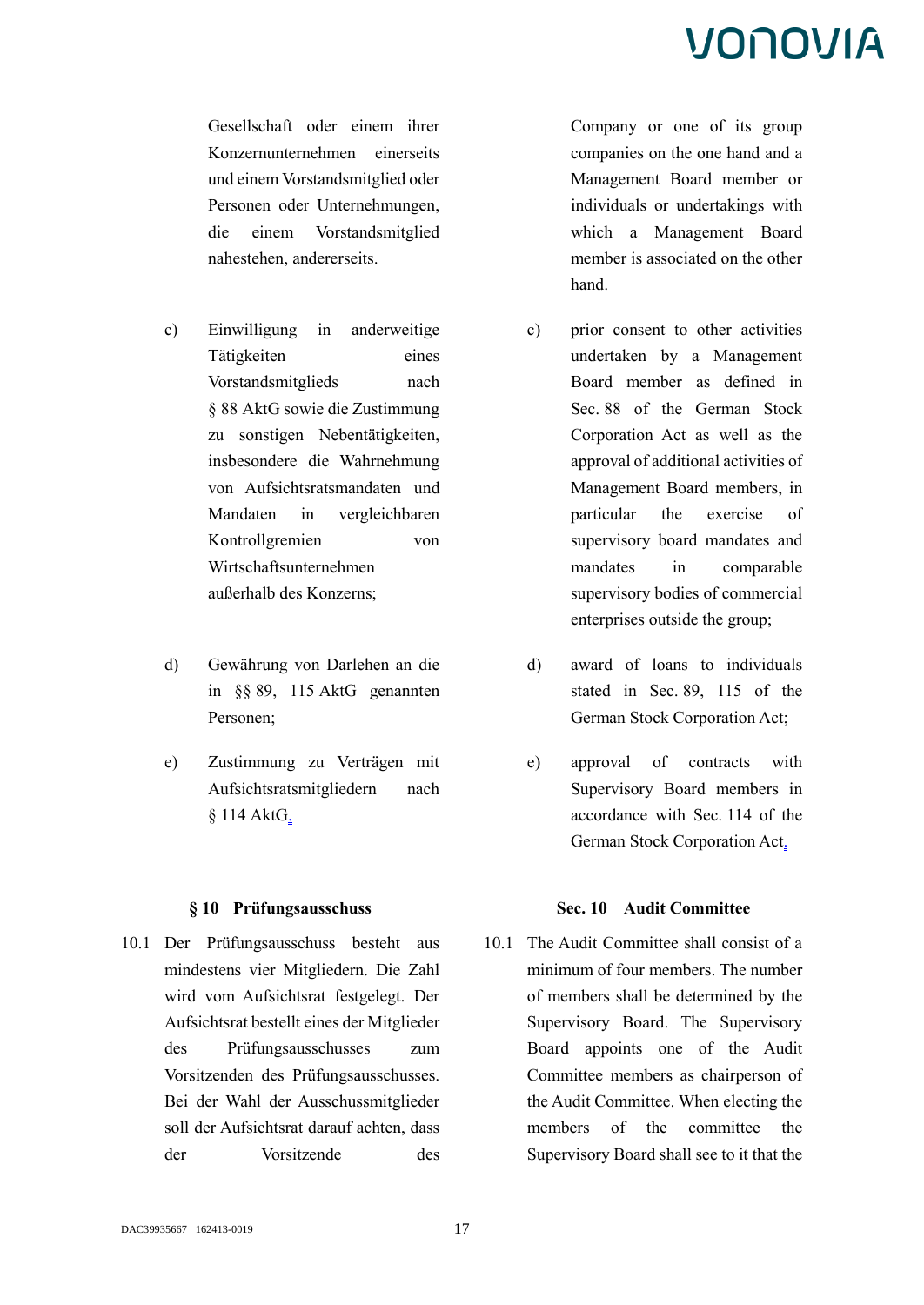Gesellschaft oder einem ihrer Konzernunternehmen einerseits und einem Vorstandsmitglied oder Personen oder Unternehmungen, die einem Vorstandsmitglied nahestehen, andererseits.

Company or one of its group companies on the one hand and a Management Board member or individuals or undertakings with which a Management Board member is associated on the other hand.

c) Einwilligung in anderweitige Tätigkeiten eines Vorstandsmitglieds nach § 88 AktG sowie die Zustimmung zu sonstigen Nebentätigkeiten, insbesondere die Wahrnehmung von Aufsichtsratsmandaten und Mandaten in vergleichbaren Kontrollgremien von Wirtschaftsunternehmen außerhalb des Konzerns;

c) prior consent to other activities undertaken by a Management Board member as defined in Sec. 88 of the German Stock Corporation Act as well as the approval of additional activities of Management Board members, in particular the exercise of supervisory board mandates and mandates in comparable supervisory bodies of commercial enterprises outside the group;

d) Gewährung von Darlehen an die in §§ 89, 115 AktG genannten Personen;

d) award of loans to individuals stated in Sec. 89, 115 of the German Stock Corporation Act;

e) Zustimmung zu Verträgen mit Aufsichtsratsmitgliedern nach § 114 AktG.

e) approval of contracts with Supervisory Board members in accordance with Sec. 114 of the German Stock Corporation Act.

### § 10 Prüfungsausschuss

### Sec. 10 Audit Committee

10.1 Der Prüfungsausschuss besteht aus mindestens vier Mitgliedern. Die Zahl wird vom Aufsichtsrat festgelegt. Der Aufsichtsrat bestellt eines der Mitglieder des Prüfungsausschusses zum Vorsitzenden des Prüfungsausschusses. Bei der Wahl der Ausschussmitglieder soll der Aufsichtsrat darauf achten, dass der Vorsitzende des

10.1 The Audit Committee shall consist of a minimum of four members. The number of members shall be determined by the Supervisory Board. The Supervisory Board appoints one of the Audit Committee members as chairperson of the Audit Committee. When electing the members of the committee the Supervisory Board shall see to it that the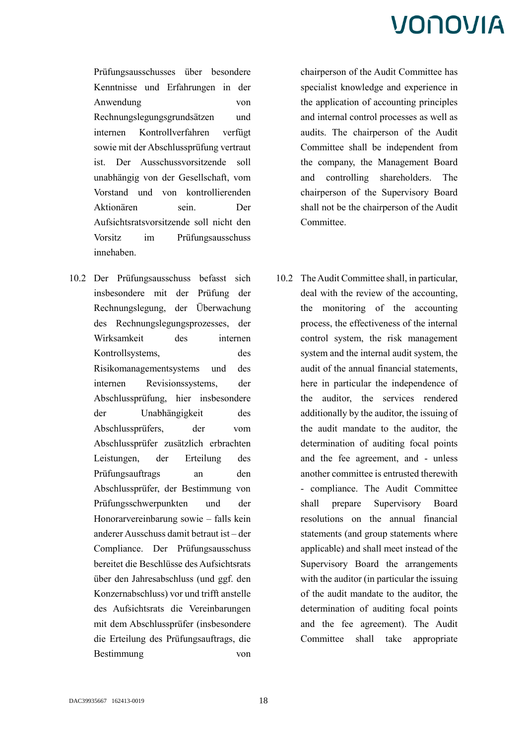Prüfungsausschusses über besondere Kenntnisse und Erfahrungen in der Anwendung von Rechnungslegungsgrundsätzen und internen Kontrollverfahren verfügt sowie mit der Abschlussprüfung vertraut ist. Der Ausschussvorsitzende soll unabhängig von der Gesellschaft, vom Vorstand und von kontrollierenden Aktionären sein. Der Aufsichtsratsvorsitzende soll nicht den Vorsitz im Prüfungsausschuss innehaben.

chairperson of the Audit Committee has specialist knowledge and experience in the application of accounting principles and internal control processes as well as audits. The chairperson of the Audit Committee shall be independent from the company, the Management Board and controlling shareholders. The chairperson of the Supervisory Board shall not be the chairperson of the Audit Committee.

10.2 Der Prüfungsausschuss befasst sich insbesondere mit der Prüfung der Rechnungslegung, der Überwachung des Rechnungslegungsprozesses, der Wirksamkeit des internen Kontrollsystems, des Risikomanagementsystems und des internen Revisionssystems, der Abschlussprüfung, hier insbesondere der Unabhängigkeit des Abschlussprüfers, der vom Abschlussprüfer zusätzlich erbrachten Leistungen, der Erteilung des Prüfungsauftrags an den Abschlussprüfer, der Bestimmung von Prüfungsschwerpunkten und der Honorarvereinbarung sowie – falls kein anderer Ausschuss damit betraut ist – der Compliance. Der Prüfungsausschuss bereitet die Beschlüsse des Aufsichtsrats über den Jahresabschluss (und ggf. den Konzernabschluss) vor und trifft anstelle des Aufsichtsrats die Vereinbarungen mit dem Abschlussprüfer (insbesondere die Erteilung des Prüfungsauftrags, die Bestimmung von

10.2 The Audit Committee shall, in particular, deal with the review of the accounting, the monitoring of the accounting process, the effectiveness of the internal control system, the risk management system and the internal audit system, the audit of the annual financial statements, here in particular the independence of the auditor, the services rendered additionally by the auditor, the issuing of the audit mandate to the auditor, the determination of auditing focal points and the fee agreement, and - unless another committee is entrusted therewith - compliance. The Audit Committee shall prepare Supervisory Board resolutions on the annual financial statements (and group statements where applicable) and shall meet instead of the Supervisory Board the arrangements with the auditor (in particular the issuing of the audit mandate to the auditor, the determination of auditing focal points and the fee agreement). The Audit Committee shall take appropriate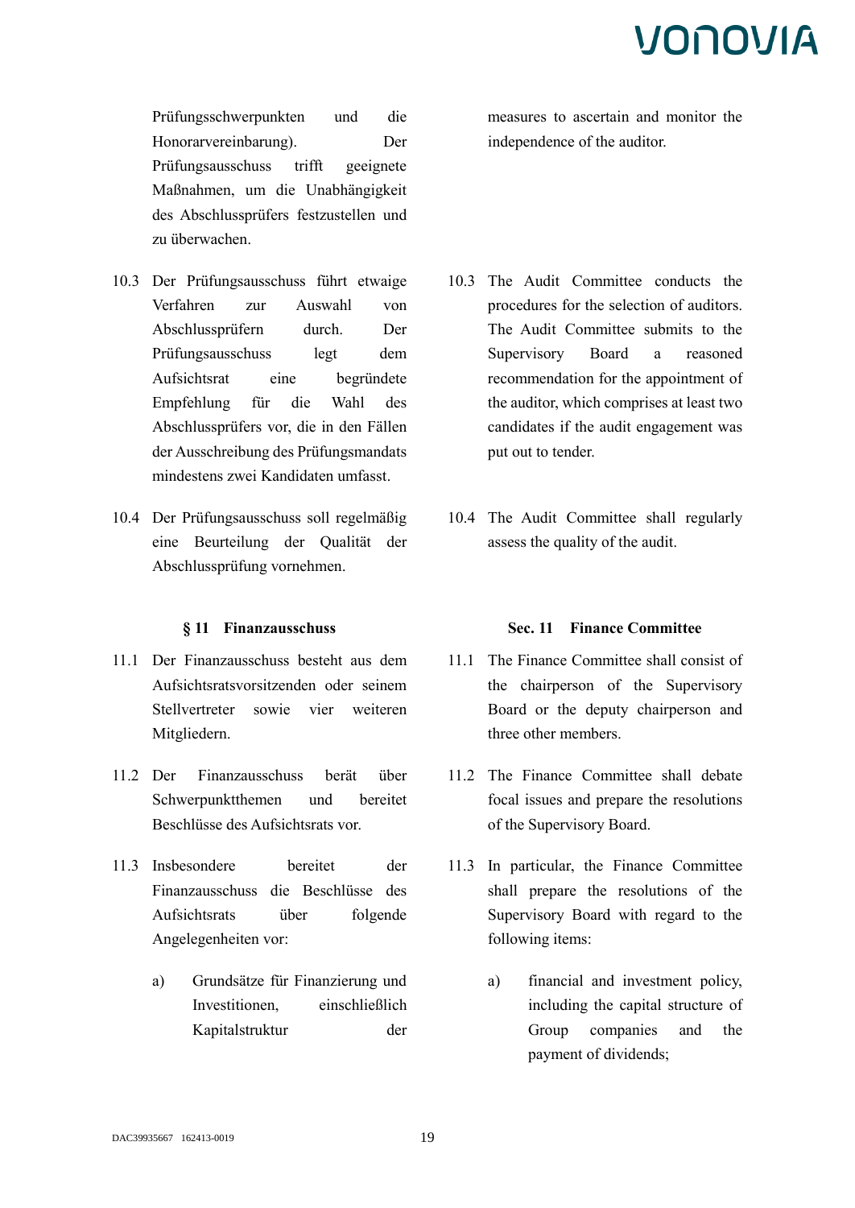Prüfungsschwerpunkten und die Honorarvereinbarung). Der Prüfungsausschuss trifft geeignete Maßnahmen, um die Unabhängigkeit des Abschlussprüfers festzustellen und zu überwachen.

10.3 Der Prüfungsausschuss führt etwaige Verfahren zur Auswahl von Abschlussprüfern durch. Der Prüfungsausschuss legt dem Aufsichtsrat eine begründete Empfehlung für die Wahl des Abschlussprüfers vor, die in den Fällen der Ausschreibung des Prüfungsmandats mindestens zwei Kandidaten umfasst.

10.4 Der Prüfungsausschuss soll regelmäßig eine Beurteilung der Qualität der Abschlussprüfung vornehmen.

### § 11 Finanzausschuss

11.1 Der Finanzausschuss besteht aus dem Aufsichtsratsvorsitzenden oder seinem Stellvertreter sowie vier weiteren Mitgliedern.

11.2 Der Finanzausschuss berät über Schwerpunktthemen und bereitet Beschlüsse des Aufsichtsrats vor.

11.3 Insbesondere bereitet der Finanzausschuss die Beschlüsse des Aufsichtsrats über folgende Angelegenheiten vor:

a) Grundsätze für Finanzierung und Investitionen, einschließlich Kapitalstruktur der

---

measures to ascertain and monitor the independence of the auditor.

10.3 The Audit Committee conducts the procedures for the selection of auditors. The Audit Committee submits to the Supervisory Board a reasoned recommendation for the appointment of the auditor, which comprises at least two candidates if the audit engagement was put out to tender.

10.4 The Audit Committee shall regularly assess the quality of the audit.

### Sec. 11 Finance Committee

11.1 The Finance Committee shall consist of the chairperson of the Supervisory Board or the deputy chairperson and three other members.

11.2 The Finance Committee shall debate focal issues and prepare the resolutions of the Supervisory Board.

11.3 In particular, the Finance Committee shall prepare the resolutions of the Supervisory Board with regard to the following items:

a) financial and investment policy, including the capital structure of Group companies and the payment of dividends;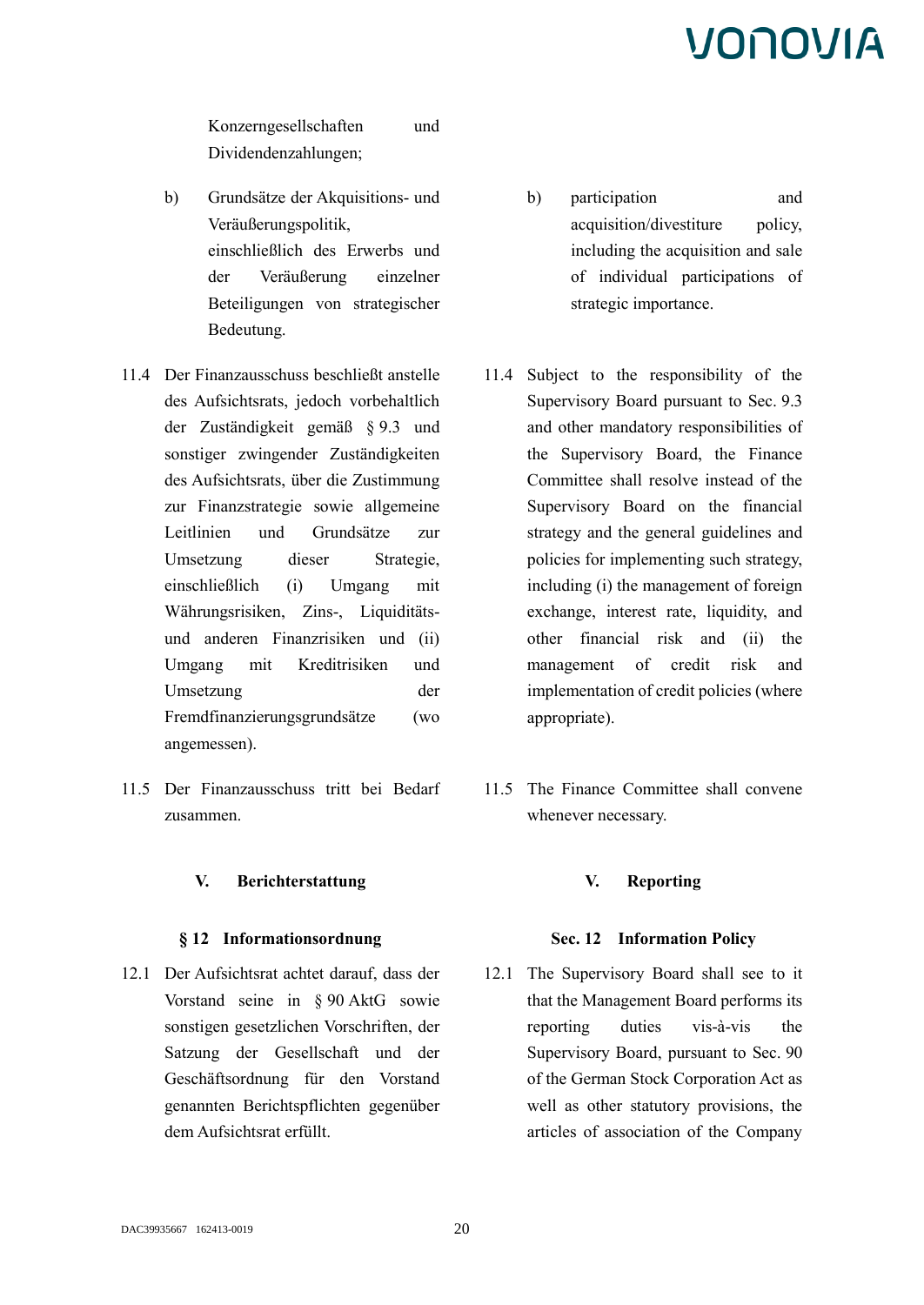Konzerngesellschaften und Dividendenzahlungen;

b) Grundsätze der Akquisitions- und Veräußerungspolitik, einschließlich des Erwerbs und der Veräußerung einzelner Beteiligungen von strategischer Bedeutung.

b) participation and acquisition/divestiture policy, including the acquisition and sale of individual participations of strategic importance.

11.4 Der Finanzausschuss beschließt anstelle des Aufsichtsrats, jedoch vorbehaltlich der Zuständigkeit gemäß § 9.3 und sonstiger zwingender Zuständigkeiten des Aufsichtsrats, über die Zustimmung zur Finanzstrategie sowie allgemeine Leitlinien und Grundsätze zur Umsetzung dieser Strategie, einschließlich (i) Umgang mit Währungsrisiken, Zins-, Liquiditäts- und anderen Finanzrisiken und (ii) Umgang mit Kreditrisiken und Umsetzung der Fremdfinanzierungsgrundsätze (wo angemessen).

11.4 Subject to the responsibility of the Supervisory Board pursuant to Sec. 9.3 and other mandatory responsibilities of the Supervisory Board, the Finance Committee shall resolve instead of the Supervisory Board on the financial strategy and the general guidelines and policies for implementing such strategy, including (i) the management of foreign exchange, interest rate, liquidity, and other financial risk and (ii) the management of credit risk and implementation of credit policies (where appropriate).

11.5 Der Finanzausschuss tritt bei Bedarf zusammen.

11.5 The Finance Committee shall convene whenever necessary.

## V. Berichterstattung

## V. Reporting

### § 12 Informationsordnung

### Sec. 12 Information Policy

12.1 Der Aufsichtsrat achtet darauf, dass der Vorstand seine in § 90 AktG sowie sonstigen gesetzlichen Vorschriften, der Satzung der Gesellschaft und der Geschäftsordnung für den Vorstand genannten Berichtspflichten gegenüber dem Aufsichtsrat erfüllt.

12.1 The Supervisory Board shall see to it that the Management Board performs its reporting duties vis-à-vis the Supervisory Board, pursuant to Sec. 90 of the German Stock Corporation Act as well as other statutory provisions, the articles of association of the Company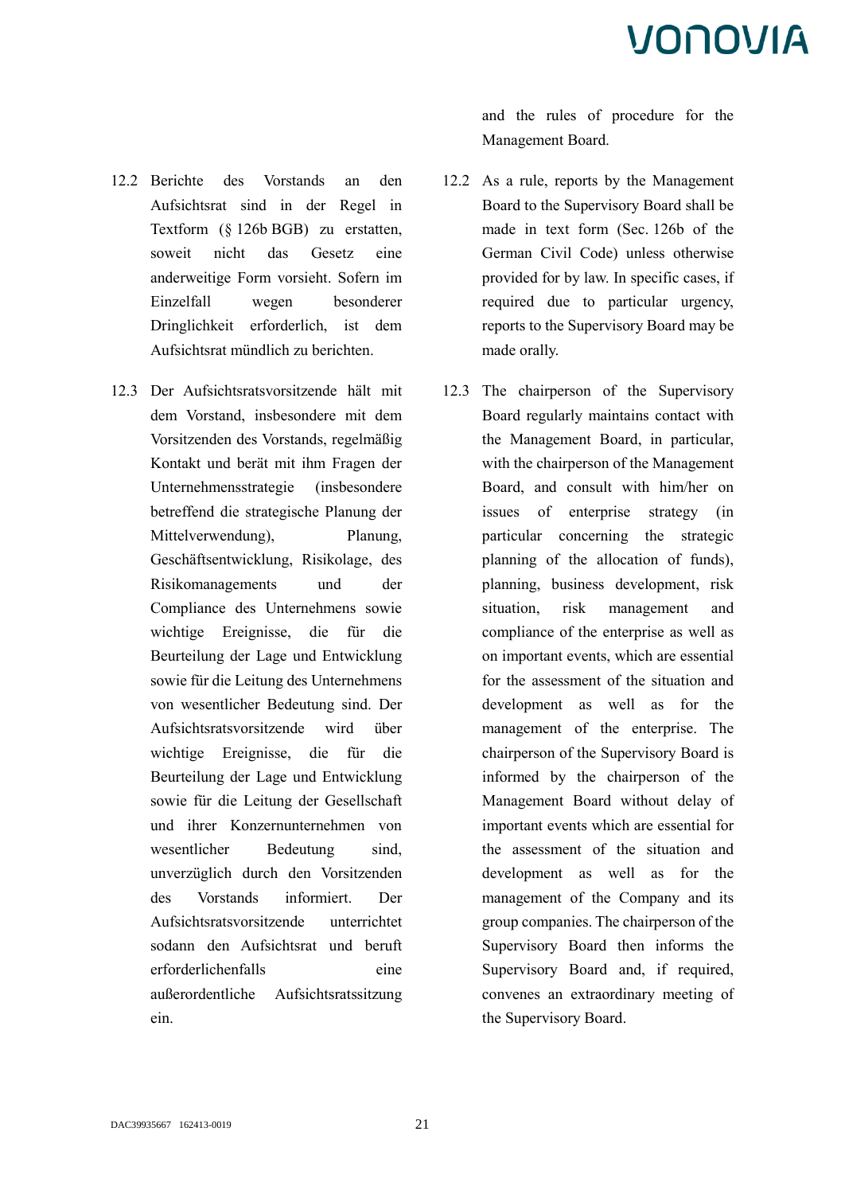and the rules of procedure for the Management Board.

12.2 Berichte des Vorstands an den Aufsichtsrat sind in der Regel in Textform (§ 126b BGB) zu erstatten, soweit nicht das Gesetz eine anderweitige Form vorsieht. Sofern im Einzelfall wegen besonderer Dringlichkeit erforderlich, ist dem Aufsichtsrat mündlich zu berichten.

12.2 As a rule, reports by the Management Board to the Supervisory Board shall be made in text form (Sec. 126b of the German Civil Code) unless otherwise provided for by law. In specific cases, if required due to particular urgency, reports to the Supervisory Board may be made orally.

12.3 Der Aufsichtsratsvorsitzende hält mit dem Vorstand, insbesondere mit dem Vorsitzenden des Vorstands, regelmäßig Kontakt und berät mit ihm Fragen der Unternehmensstrategie (insbesondere betreffend die strategische Planung der Mittelverwendung), Planung, Geschäftsentwicklung, Risikolage, des Risikomanagements und der Compliance des Unternehmens sowie wichtige Ereignisse, die für die Beurteilung der Lage und Entwicklung sowie für die Leitung des Unternehmens von wesentlicher Bedeutung sind. Der Aufsichtsratsvorsitzende wird über wichtige Ereignisse, die für die Beurteilung der Lage und Entwicklung sowie für die Leitung der Gesellschaft und ihrer Konzernunternehmen von wesentlicher Bedeutung sind, unverzüglich durch den Vorsitzenden des Vorstands informiert. Der Aufsichtsratsvorsitzende unterrichtet sodann den Aufsichtsrat und beruft erforderlichenfalls eine außerordentliche Aufsichtsratssitzung ein.

12.3 The chairperson of the Supervisory Board regularly maintains contact with the Management Board, in particular, with the chairperson of the Management Board, and consult with him/her on issues of enterprise strategy (in particular concerning the strategic planning of the allocation of funds), planning, business development, risk situation, risk management and compliance of the enterprise as well as on important events, which are essential for the assessment of the situation and development as well as for the management of the enterprise. The chairperson of the Supervisory Board is informed by the chairperson of the Management Board without delay of important events which are essential for the assessment of the situation and development as well as for the management of the Company and its group companies. The chairperson of the Supervisory Board then informs the Supervisory Board and, if required, convenes an extraordinary meeting of the Supervisory Board.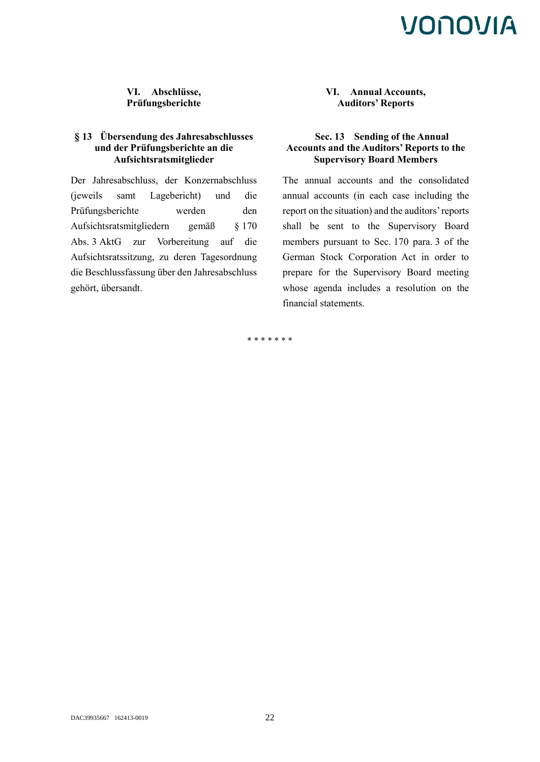## VI. Abschlüsse, Prüfungsberichte

### § 13 Übersendung des Jahresabschlusses und der Prüfungsberichte an die Aufsichtsratsmitglieder

Der Jahresabschluss, der Konzernabschluss (jeweils samt Lagebericht) und die Prüfungsberichte werden den Aufsichtsratsmitgliedern gemäß § 170 Abs. 3 AktG zur Vorbereitung auf die Aufsichtsratssitzung, zu deren Tagesordnung die Beschlussfassung über den Jahresabschluss gehört, übersandt.

## VI. Annual Accounts, Auditors' Reports

### Sec. 13 Sending of the Annual Accounts and the Auditors' Reports to the Supervisory Board Members

The annual accounts and the consolidated annual accounts (in each case including the report on the situation) and the auditors' reports shall be sent to the Supervisory Board members pursuant to Sec. 170 para. 3 of the German Stock Corporation Act in order to prepare for the Supervisory Board meeting whose agenda includes a resolution on the financial statements.

* * * * * * *